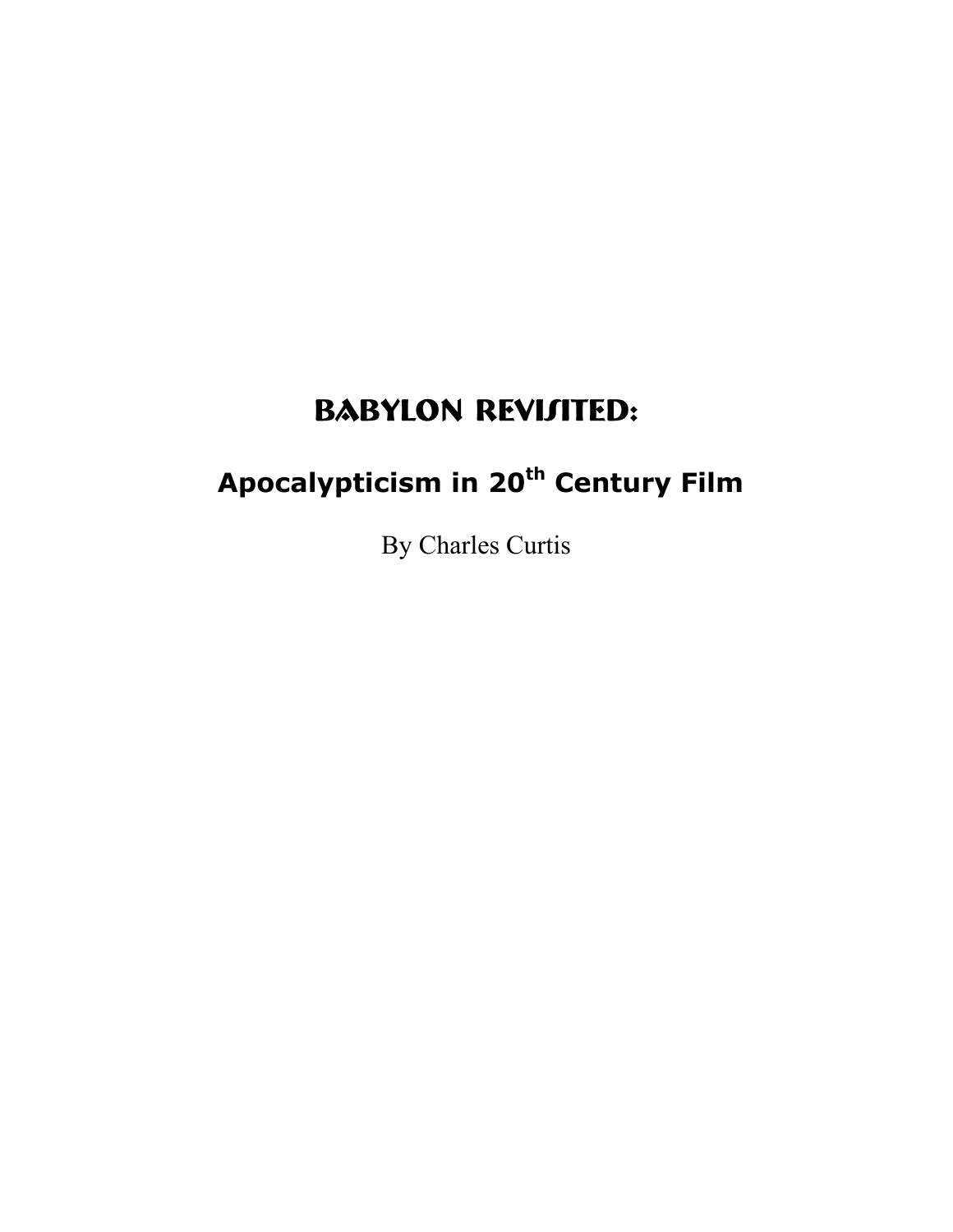# BABYLON REVISITED:

## Apocalypticism in 20th Century Film

By Charles Curtis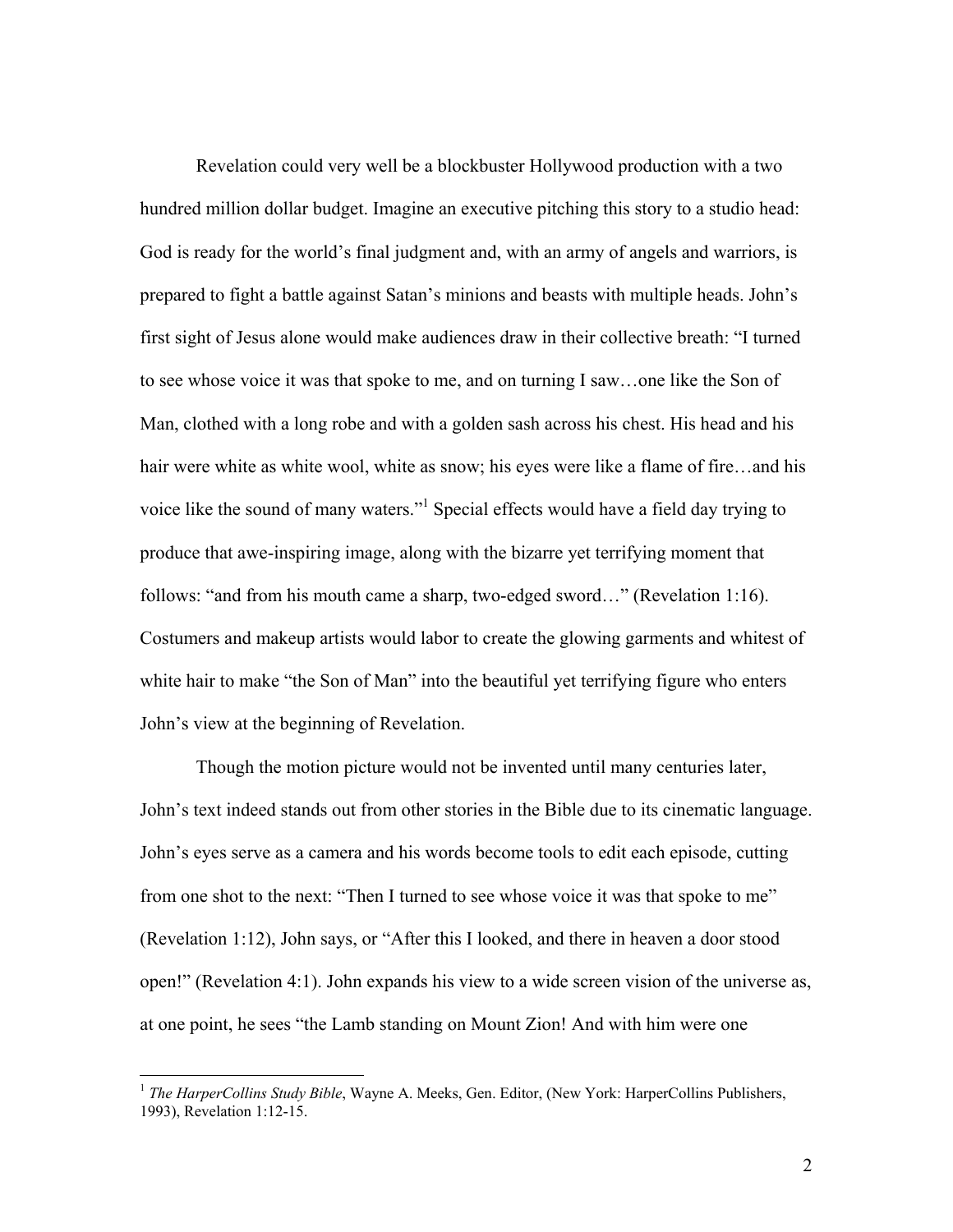Revelation could very well be a blockbuster Hollywood production with a two hundred million dollar budget. Imagine an executive pitching this story to a studio head: God is ready for the world's final judgment and, with an army of angels and warriors, is prepared to fight a battle against Satan's minions and beasts with multiple heads. John's first sight of Jesus alone would make audiences draw in their collective breath: "I turned to see whose voice it was that spoke to me, and on turning I saw…one like the Son of Man, clothed with a long robe and with a golden sash across his chest. His head and his hair were white as white wool, white as snow; his eyes were like a flame of fire…and his voice like the sound of many waters."[1] Special effects would have a field day trying to produce that awe-inspiring image, along with the bizarre yet terrifying moment that follows: "and from his mouth came a sharp, two-edged sword…" (Revelation 1:16). Costumers and makeup artists would labor to create the glowing garments and whitest of white hair to make "the Son of Man" into the beautiful yet terrifying figure who enters John's view at the beginning of Revelation.

Though the motion picture would not be invented until many centuries later, John's text indeed stands out from other stories in the Bible due to its cinematic language. John's eyes serve as a camera and his words become tools to edit each episode, cutting from one shot to the next: "Then I turned to see whose voice it was that spoke to me" (Revelation 1:12), John says, or "After this I looked, and there in heaven a door stood open!" (Revelation 4:1). John expands his view to a wide screen vision of the universe as, at one point, he sees "the Lamb standing on Mount Zion! And with him were one

---

[1] *The HarperCollins Study Bible*, Wayne A. Meeks, Gen. Editor, (New York: HarperCollins Publishers, 1993), Revelation 1:12-15.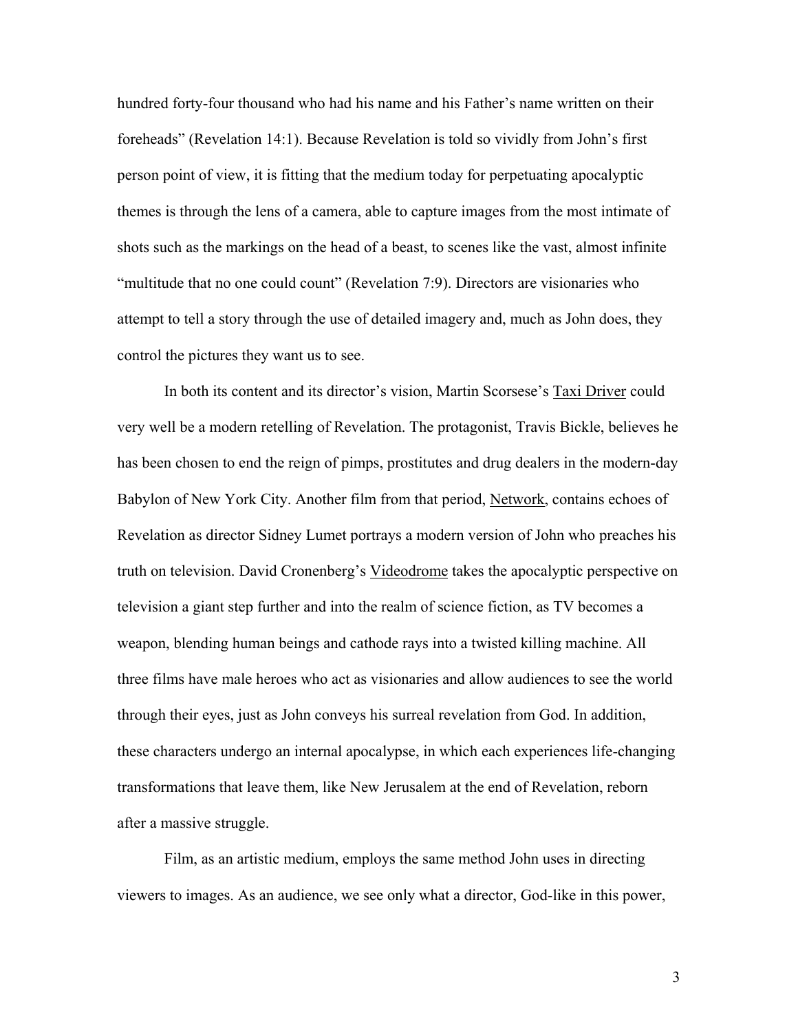hundred forty-four thousand who had his name and his Father's name written on their foreheads" (Revelation 14:1). Because Revelation is told so vividly from John's first person point of view, it is fitting that the medium today for perpetuating apocalyptic themes is through the lens of a camera, able to capture images from the most intimate of shots such as the markings on the head of a beast, to scenes like the vast, almost infinite "multitude that no one could count" (Revelation 7:9). Directors are visionaries who attempt to tell a story through the use of detailed imagery and, much as John does, they control the pictures they want us to see.

In both its content and its director's vision, Martin Scorsese's Taxi Driver could very well be a modern retelling of Revelation. The protagonist, Travis Bickle, believes he has been chosen to end the reign of pimps, prostitutes and drug dealers in the modern-day Babylon of New York City. Another film from that period, Network, contains echoes of Revelation as director Sidney Lumet portrays a modern version of John who preaches his truth on television. David Cronenberg's Videodrome takes the apocalyptic perspective on television a giant step further and into the realm of science fiction, as TV becomes a weapon, blending human beings and cathode rays into a twisted killing machine. All three films have male heroes who act as visionaries and allow audiences to see the world through their eyes, just as John conveys his surreal revelation from God. In addition, these characters undergo an internal apocalypse, in which each experiences life-changing transformations that leave them, like New Jerusalem at the end of Revelation, reborn after a massive struggle.

Film, as an artistic medium, employs the same method John uses in directing viewers to images. As an audience, we see only what a director, God-like in this power,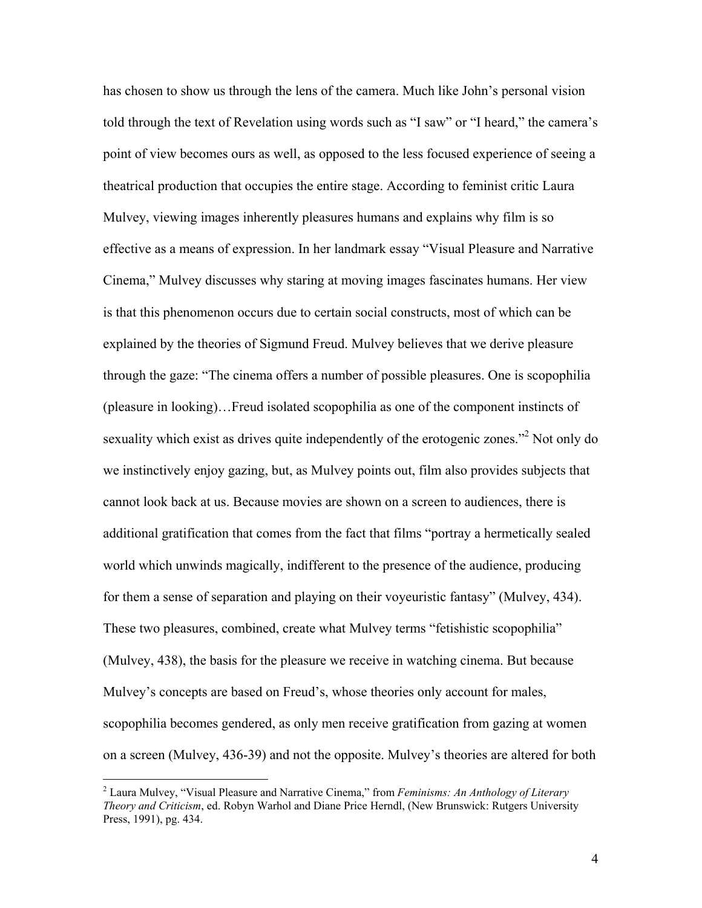has chosen to show us through the lens of the camera. Much like John's personal vision told through the text of Revelation using words such as "I saw" or "I heard," the camera's point of view becomes ours as well, as opposed to the less focused experience of seeing a theatrical production that occupies the entire stage. According to feminist critic Laura Mulvey, viewing images inherently pleasures humans and explains why film is so effective as a means of expression. In her landmark essay "Visual Pleasure and Narrative Cinema," Mulvey discusses why staring at moving images fascinates humans. Her view is that this phenomenon occurs due to certain social constructs, most of which can be explained by the theories of Sigmund Freud. Mulvey believes that we derive pleasure through the gaze: "The cinema offers a number of possible pleasures. One is scopophilia (pleasure in looking)…Freud isolated scopophilia as one of the component instincts of sexuality which exist as drives quite independently of the erotogenic zones."[2] Not only do we instinctively enjoy gazing, but, as Mulvey points out, film also provides subjects that cannot look back at us. Because movies are shown on a screen to audiences, there is additional gratification that comes from the fact that films "portray a hermetically sealed world which unwinds magically, indifferent to the presence of the audience, producing for them a sense of separation and playing on their voyeuristic fantasy" (Mulvey, 434). These two pleasures, combined, create what Mulvey terms "fetishistic scopophilia" (Mulvey, 438), the basis for the pleasure we receive in watching cinema. But because Mulvey's concepts are based on Freud's, whose theories only account for males, scopophilia becomes gendered, as only men receive gratification from gazing at women on a screen (Mulvey, 436-39) and not the opposite. Mulvey's theories are altered for both

---

[2] Laura Mulvey, "Visual Pleasure and Narrative Cinema," from *Feminisms: An Anthology of Literary Theory and Criticism*, ed. Robyn Warhol and Diane Price Herndl, (New Brunswick: Rutgers University Press, 1991), pg. 434.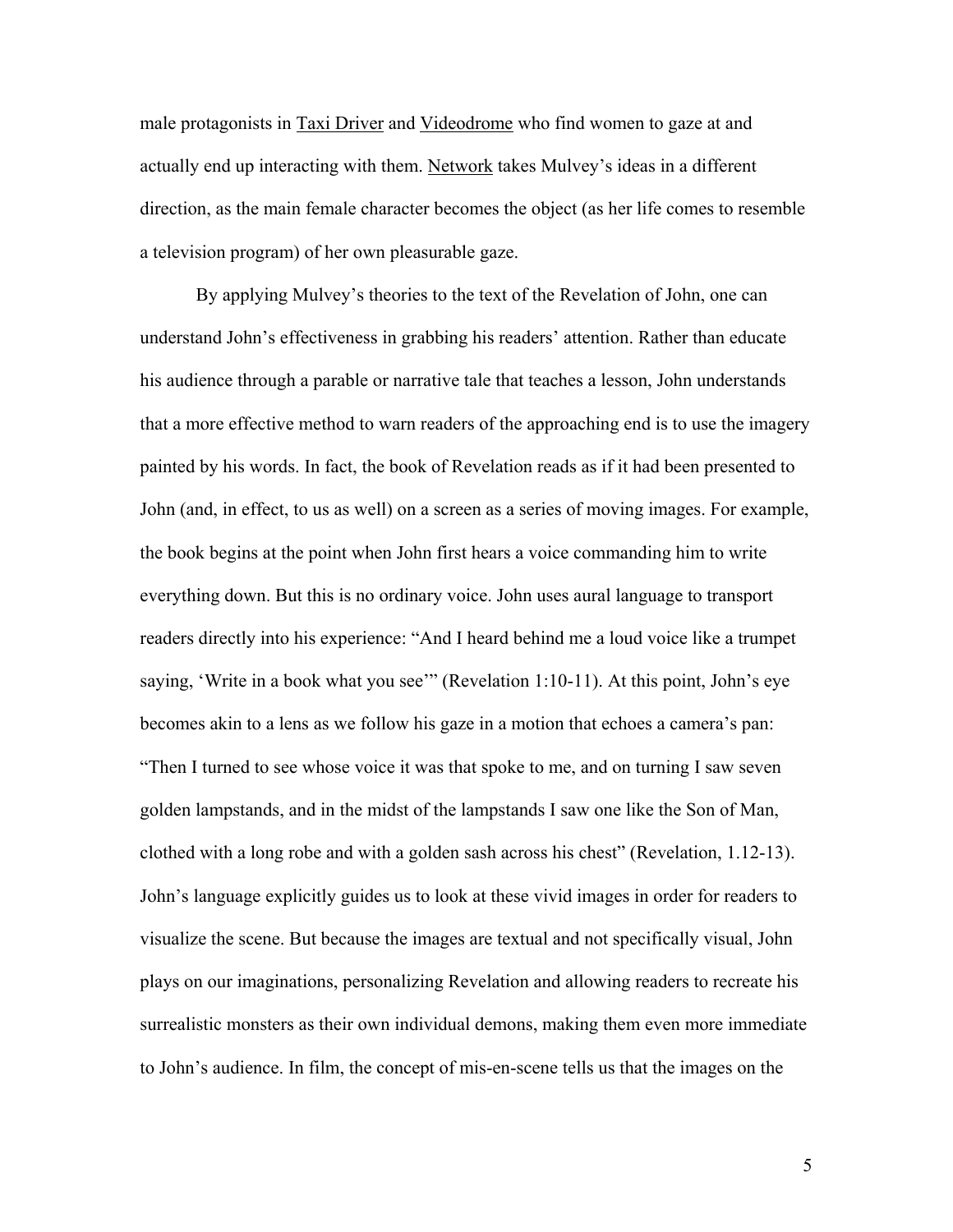male protagonists in Taxi Driver and Videodrome who find women to gaze at and actually end up interacting with them. Network takes Mulvey's ideas in a different direction, as the main female character becomes the object (as her life comes to resemble a television program) of her own pleasurable gaze.

By applying Mulvey's theories to the text of the Revelation of John, one can understand John's effectiveness in grabbing his readers' attention. Rather than educate his audience through a parable or narrative tale that teaches a lesson, John understands that a more effective method to warn readers of the approaching end is to use the imagery painted by his words. In fact, the book of Revelation reads as if it had been presented to John (and, in effect, to us as well) on a screen as a series of moving images. For example, the book begins at the point when John first hears a voice commanding him to write everything down. But this is no ordinary voice. John uses aural language to transport readers directly into his experience: "And I heard behind me a loud voice like a trumpet saying, 'Write in a book what you see'" (Revelation 1:10-11). At this point, John's eye becomes akin to a lens as we follow his gaze in a motion that echoes a camera's pan: "Then I turned to see whose voice it was that spoke to me, and on turning I saw seven golden lampstands, and in the midst of the lampstands I saw one like the Son of Man, clothed with a long robe and with a golden sash across his chest" (Revelation, 1.12-13). John's language explicitly guides us to look at these vivid images in order for readers to visualize the scene. But because the images are textual and not specifically visual, John plays on our imaginations, personalizing Revelation and allowing readers to recreate his surrealistic monsters as their own individual demons, making them even more immediate to John's audience. In film, the concept of mis-en-scene tells us that the images on the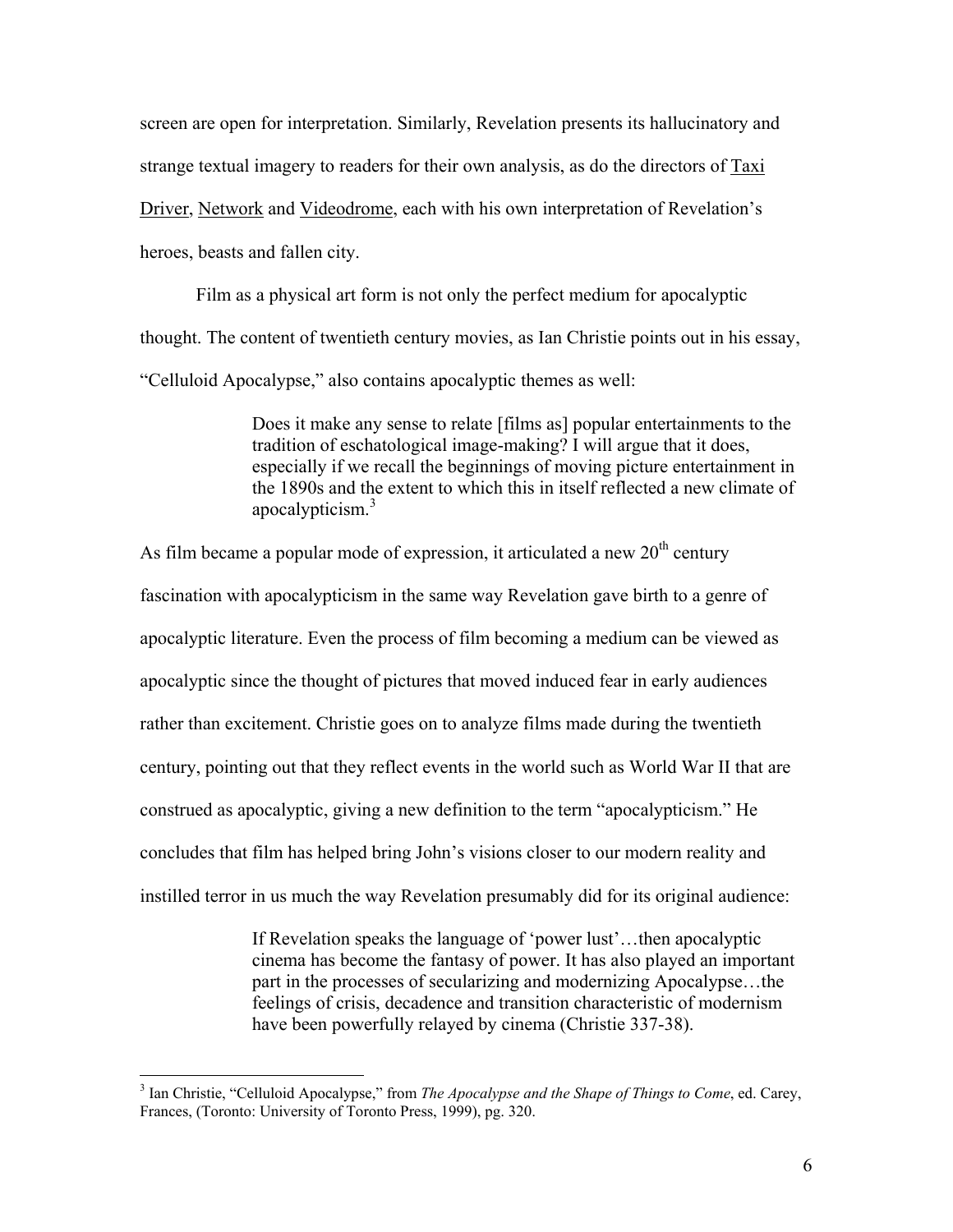screen are open for interpretation. Similarly, Revelation presents its hallucinatory and strange textual imagery to readers for their own analysis, as do the directors of Taxi Driver, Network and Videodrome, each with his own interpretation of Revelation's heroes, beasts and fallen city.

Film as a physical art form is not only the perfect medium for apocalyptic thought. The content of twentieth century movies, as Ian Christie points out in his essay, "Celluloid Apocalypse," also contains apocalyptic themes as well:

> Does it make any sense to relate [films as] popular entertainments to the tradition of eschatological image-making? I will argue that it does, especially if we recall the beginnings of moving picture entertainment in the 1890s and the extent to which this in itself reflected a new climate of apocalypticism.[3]

As film became a popular mode of expression, it articulated a new 20th century fascination with apocalypticism in the same way Revelation gave birth to a genre of apocalyptic literature. Even the process of film becoming a medium can be viewed as apocalyptic since the thought of pictures that moved induced fear in early audiences rather than excitement. Christie goes on to analyze films made during the twentieth century, pointing out that they reflect events in the world such as World War II that are construed as apocalyptic, giving a new definition to the term "apocalypticism." He concludes that film has helped bring John's visions closer to our modern reality and instilled terror in us much the way Revelation presumably did for its original audience:

> If Revelation speaks the language of 'power lust'…then apocalyptic cinema has become the fantasy of power. It has also played an important part in the processes of secularizing and modernizing Apocalypse…the feelings of crisis, decadence and transition characteristic of modernism have been powerfully relayed by cinema (Christie 337-38).

---

[3] Ian Christie, "Celluloid Apocalypse," from *The Apocalypse and the Shape of Things to Come*, ed. Carey, Frances, (Toronto: University of Toronto Press, 1999), pg. 320.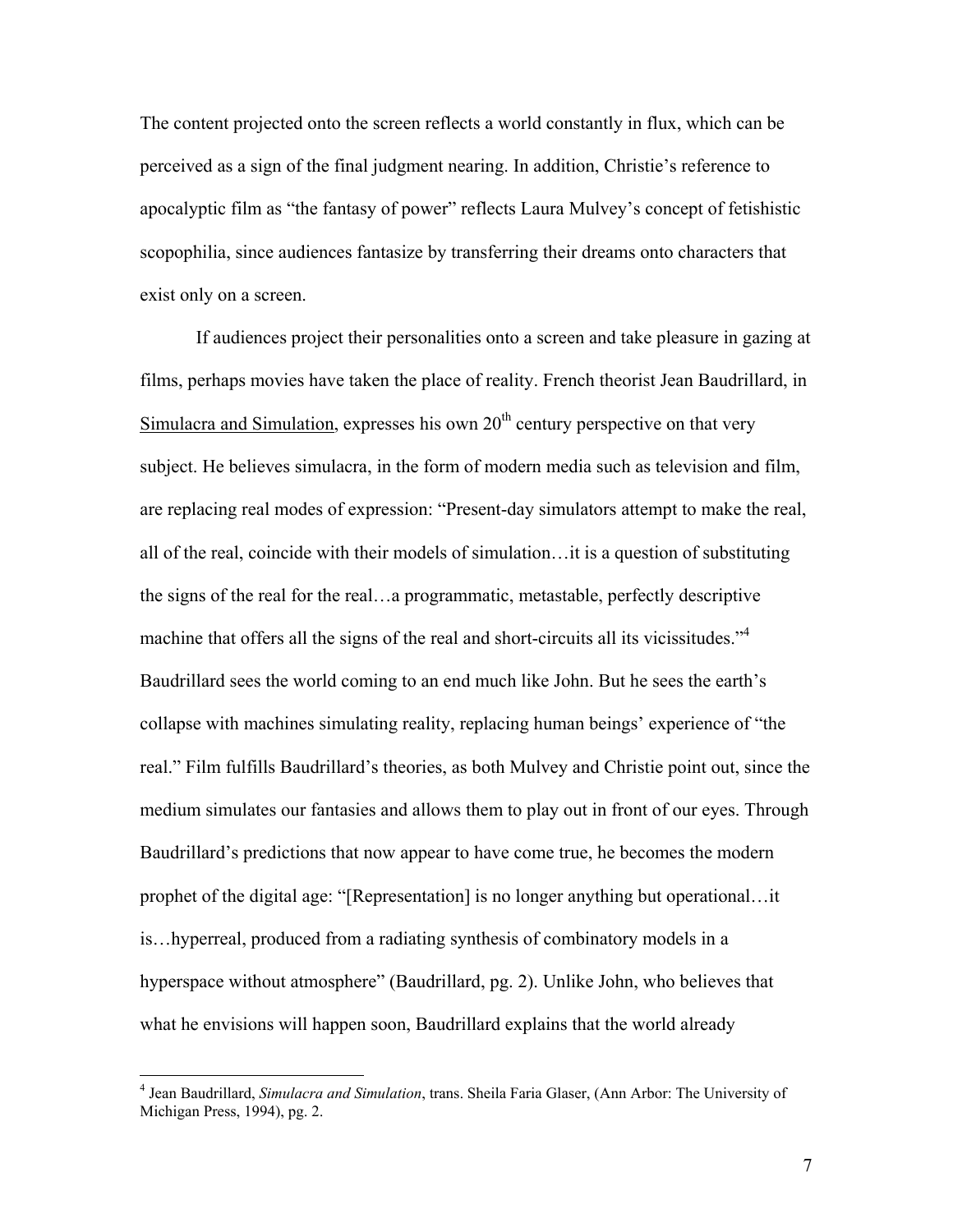The content projected onto the screen reflects a world constantly in flux, which can be perceived as a sign of the final judgment nearing. In addition, Christie's reference to apocalyptic film as "the fantasy of power" reflects Laura Mulvey's concept of fetishistic scopophilia, since audiences fantasize by transferring their dreams onto characters that exist only on a screen.

If audiences project their personalities onto a screen and take pleasure in gazing at films, perhaps movies have taken the place of reality. French theorist Jean Baudrillard, in Simulacra and Simulation, expresses his own 20th century perspective on that very subject. He believes simulacra, in the form of modern media such as television and film, are replacing real modes of expression: "Present-day simulators attempt to make the real, all of the real, coincide with their models of simulation…it is a question of substituting the signs of the real for the real…a programmatic, metastable, perfectly descriptive machine that offers all the signs of the real and short-circuits all its vicissitudes."[4] Baudrillard sees the world coming to an end much like John. But he sees the earth's collapse with machines simulating reality, replacing human beings' experience of "the real." Film fulfills Baudrillard's theories, as both Mulvey and Christie point out, since the medium simulates our fantasies and allows them to play out in front of our eyes. Through Baudrillard's predictions that now appear to have come true, he becomes the modern prophet of the digital age: "[Representation] is no longer anything but operational…it is…hyperreal, produced from a radiating synthesis of combinatory models in a hyperspace without atmosphere" (Baudrillard, pg. 2). Unlike John, who believes that what he envisions will happen soon, Baudrillard explains that the world already

---

[4] Jean Baudrillard, *Simulacra and Simulation*, trans. Sheila Faria Glaser, (Ann Arbor: The University of Michigan Press, 1994), pg. 2.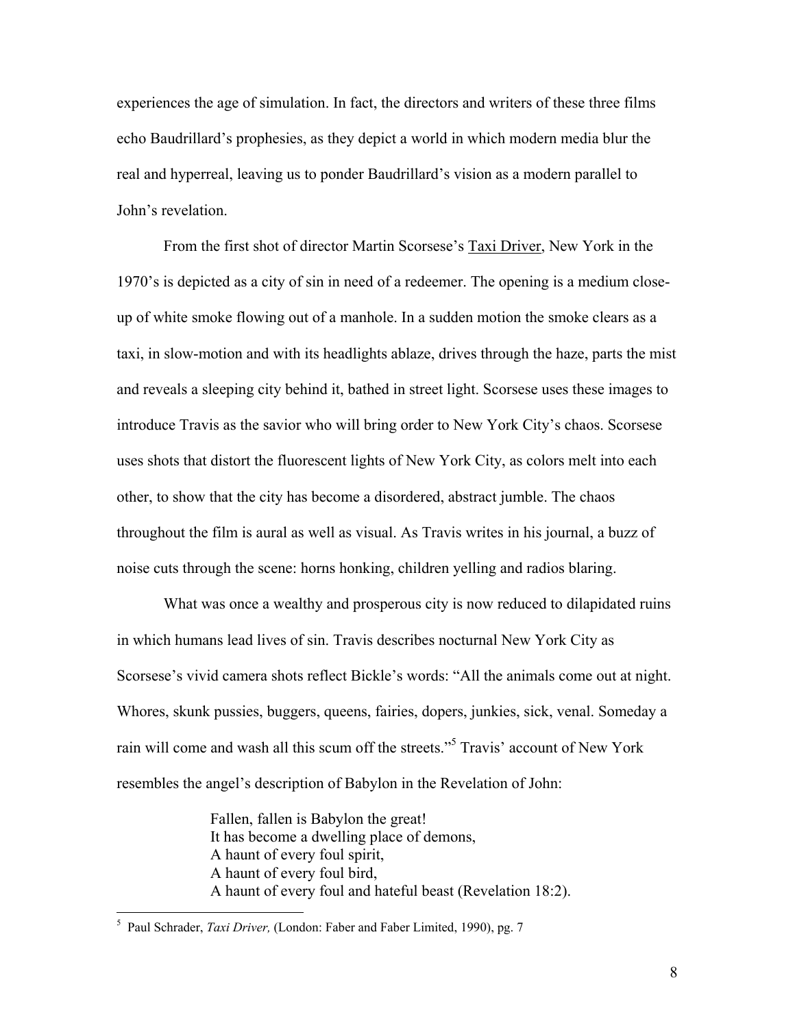experiences the age of simulation. In fact, the directors and writers of these three films echo Baudrillard's prophesies, as they depict a world in which modern media blur the real and hyperreal, leaving us to ponder Baudrillard's vision as a modern parallel to John's revelation.

From the first shot of director Martin Scorsese's Taxi Driver, New York in the 1970's is depicted as a city of sin in need of a redeemer. The opening is a medium close-up of white smoke flowing out of a manhole. In a sudden motion the smoke clears as a taxi, in slow-motion and with its headlights ablaze, drives through the haze, parts the mist and reveals a sleeping city behind it, bathed in street light. Scorsese uses these images to introduce Travis as the savior who will bring order to New York City's chaos. Scorsese uses shots that distort the fluorescent lights of New York City, as colors melt into each other, to show that the city has become a disordered, abstract jumble. The chaos throughout the film is aural as well as visual. As Travis writes in his journal, a buzz of noise cuts through the scene: horns honking, children yelling and radios blaring.

What was once a wealthy and prosperous city is now reduced to dilapidated ruins in which humans lead lives of sin. Travis describes nocturnal New York City as Scorsese's vivid camera shots reflect Bickle's words: "All the animals come out at night. Whores, skunk pussies, buggers, queens, fairies, dopers, junkies, sick, venal. Someday a rain will come and wash all this scum off the streets."[5] Travis' account of New York resembles the angel's description of Babylon in the Revelation of John:

> Fallen, fallen is Babylon the great!
> It has become a dwelling place of demons,
> A haunt of every foul spirit,
> A haunt of every foul bird,
> A haunt of every foul and hateful beast (Revelation 18:2).

---

[5] Paul Schrader, *Taxi Driver,* (London: Faber and Faber Limited, 1990), pg. 7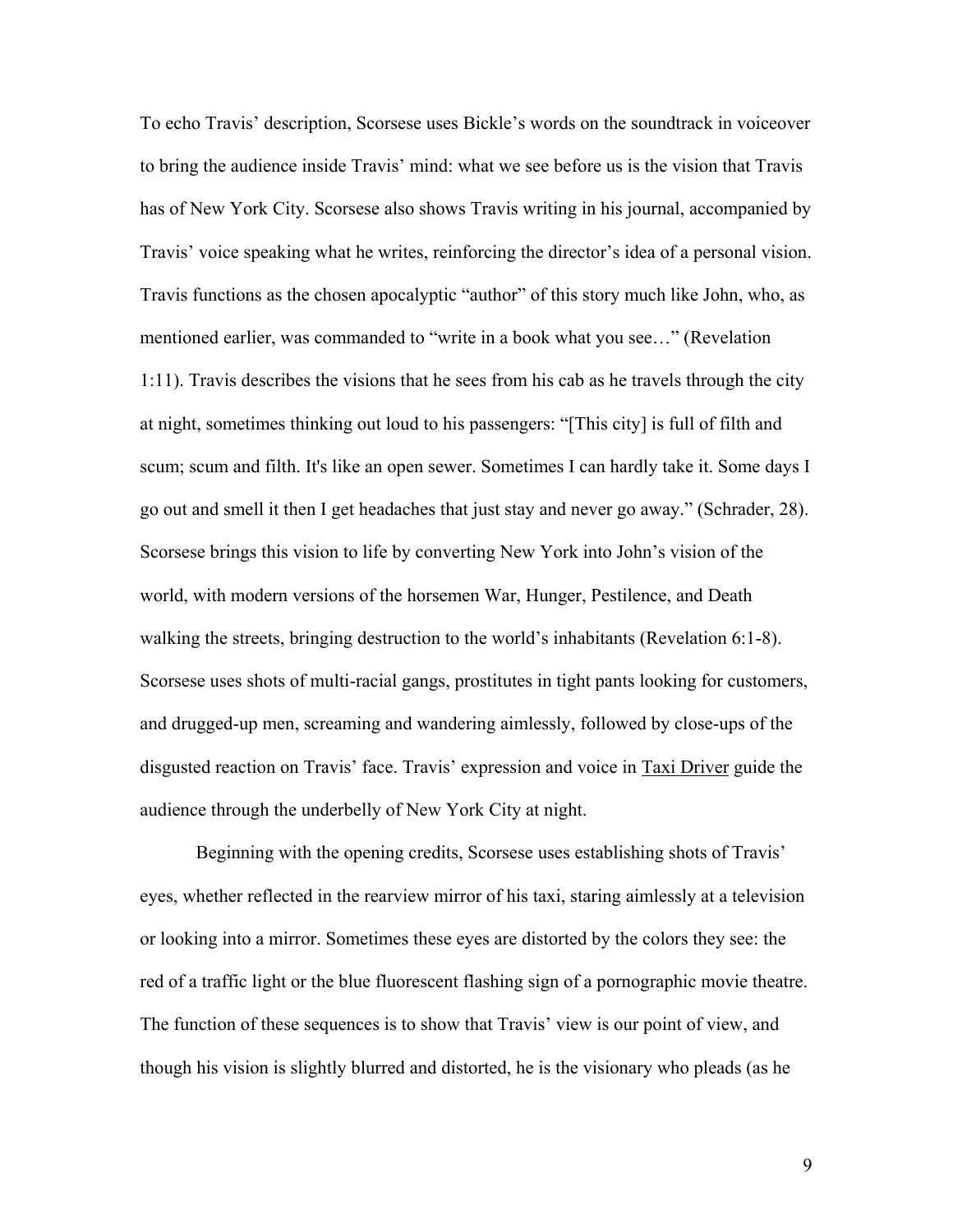To echo Travis' description, Scorsese uses Bickle's words on the soundtrack in voiceover to bring the audience inside Travis' mind: what we see before us is the vision that Travis has of New York City. Scorsese also shows Travis writing in his journal, accompanied by Travis' voice speaking what he writes, reinforcing the director's idea of a personal vision. Travis functions as the chosen apocalyptic "author" of this story much like John, who, as mentioned earlier, was commanded to "write in a book what you see…" (Revelation 1:11). Travis describes the visions that he sees from his cab as he travels through the city at night, sometimes thinking out loud to his passengers: "[This city] is full of filth and scum; scum and filth. It's like an open sewer. Sometimes I can hardly take it. Some days I go out and smell it then I get headaches that just stay and never go away." (Schrader, 28). Scorsese brings this vision to life by converting New York into John's vision of the world, with modern versions of the horsemen War, Hunger, Pestilence, and Death walking the streets, bringing destruction to the world's inhabitants (Revelation 6:1-8). Scorsese uses shots of multi-racial gangs, prostitutes in tight pants looking for customers, and drugged-up men, screaming and wandering aimlessly, followed by close-ups of the disgusted reaction on Travis' face. Travis' expression and voice in <u>Taxi Driver</u> guide the audience through the underbelly of New York City at night.

Beginning with the opening credits, Scorsese uses establishing shots of Travis' eyes, whether reflected in the rearview mirror of his taxi, staring aimlessly at a television or looking into a mirror. Sometimes these eyes are distorted by the colors they see: the red of a traffic light or the blue fluorescent flashing sign of a pornographic movie theatre. The function of these sequences is to show that Travis' view is our point of view, and though his vision is slightly blurred and distorted, he is the visionary who pleads (as he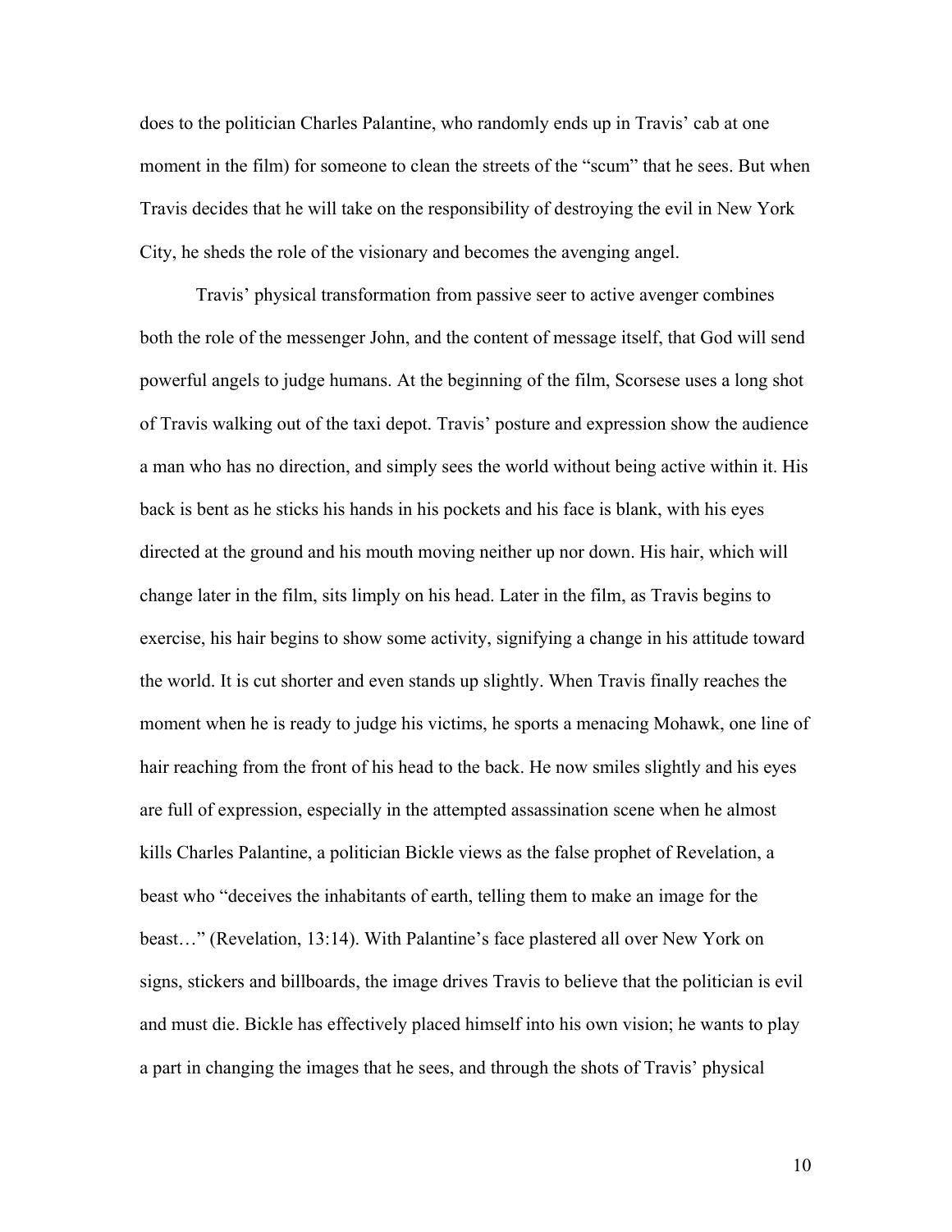does to the politician Charles Palantine, who randomly ends up in Travis' cab at one moment in the film) for someone to clean the streets of the "scum" that he sees. But when Travis decides that he will take on the responsibility of destroying the evil in New York City, he sheds the role of the visionary and becomes the avenging angel.

Travis' physical transformation from passive seer to active avenger combines both the role of the messenger John, and the content of message itself, that God will send powerful angels to judge humans. At the beginning of the film, Scorsese uses a long shot of Travis walking out of the taxi depot. Travis' posture and expression show the audience a man who has no direction, and simply sees the world without being active within it. His back is bent as he sticks his hands in his pockets and his face is blank, with his eyes directed at the ground and his mouth moving neither up nor down. His hair, which will change later in the film, sits limply on his head. Later in the film, as Travis begins to exercise, his hair begins to show some activity, signifying a change in his attitude toward the world. It is cut shorter and even stands up slightly. When Travis finally reaches the moment when he is ready to judge his victims, he sports a menacing Mohawk, one line of hair reaching from the front of his head to the back. He now smiles slightly and his eyes are full of expression, especially in the attempted assassination scene when he almost kills Charles Palantine, a politician Bickle views as the false prophet of Revelation, a beast who "deceives the inhabitants of earth, telling them to make an image for the beast…" (Revelation, 13:14). With Palantine's face plastered all over New York on signs, stickers and billboards, the image drives Travis to believe that the politician is evil and must die. Bickle has effectively placed himself into his own vision; he wants to play a part in changing the images that he sees, and through the shots of Travis' physical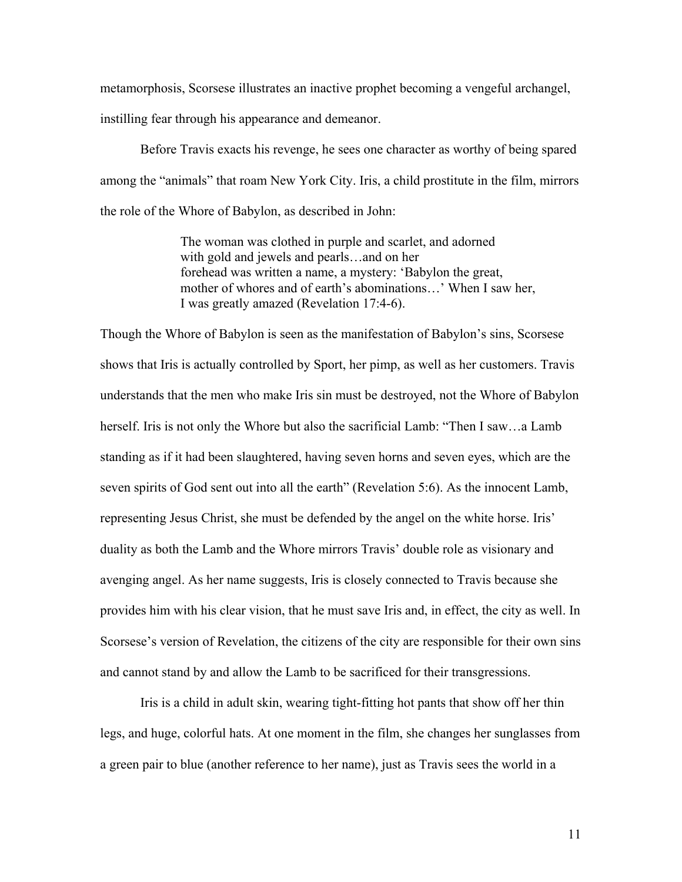metamorphosis, Scorsese illustrates an inactive prophet becoming a vengeful archangel, instilling fear through his appearance and demeanor.

Before Travis exacts his revenge, he sees one character as worthy of being spared among the "animals" that roam New York City. Iris, a child prostitute in the film, mirrors the role of the Whore of Babylon, as described in John:

> The woman was clothed in purple and scarlet, and adorned with gold and jewels and pearls…and on her forehead was written a name, a mystery: 'Babylon the great, mother of whores and of earth's abominations…' When I saw her, I was greatly amazed (Revelation 17:4-6).

Though the Whore of Babylon is seen as the manifestation of Babylon's sins, Scorsese shows that Iris is actually controlled by Sport, her pimp, as well as her customers. Travis understands that the men who make Iris sin must be destroyed, not the Whore of Babylon herself. Iris is not only the Whore but also the sacrificial Lamb: "Then I saw…a Lamb standing as if it had been slaughtered, having seven horns and seven eyes, which are the seven spirits of God sent out into all the earth" (Revelation 5:6). As the innocent Lamb, representing Jesus Christ, she must be defended by the angel on the white horse. Iris' duality as both the Lamb and the Whore mirrors Travis' double role as visionary and avenging angel. As her name suggests, Iris is closely connected to Travis because she provides him with his clear vision, that he must save Iris and, in effect, the city as well. In Scorsese's version of Revelation, the citizens of the city are responsible for their own sins and cannot stand by and allow the Lamb to be sacrificed for their transgressions.

Iris is a child in adult skin, wearing tight-fitting hot pants that show off her thin legs, and huge, colorful hats. At one moment in the film, she changes her sunglasses from a green pair to blue (another reference to her name), just as Travis sees the world in a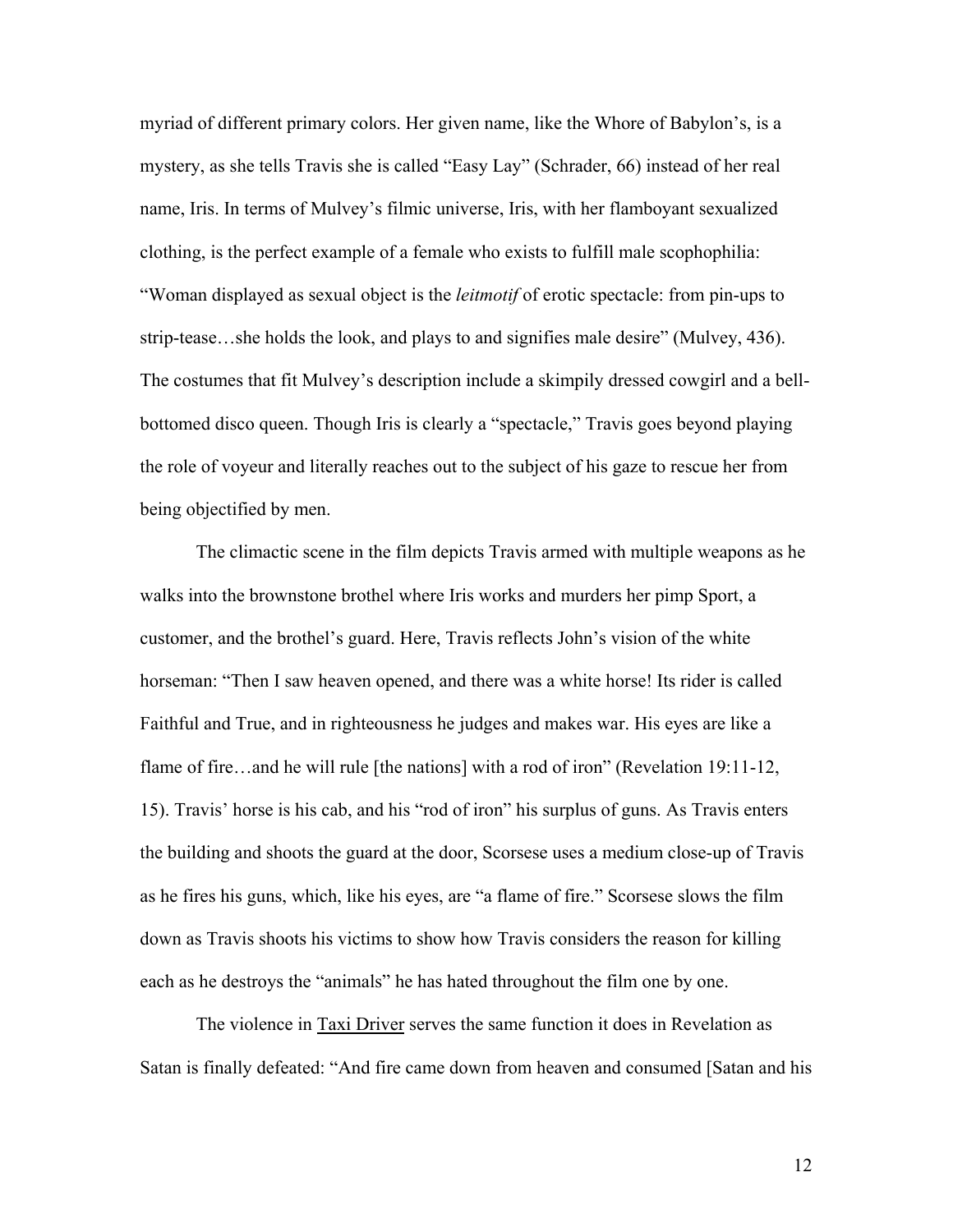myriad of different primary colors. Her given name, like the Whore of Babylon's, is a mystery, as she tells Travis she is called "Easy Lay" (Schrader, 66) instead of her real name, Iris. In terms of Mulvey's filmic universe, Iris, with her flamboyant sexualized clothing, is the perfect example of a female who exists to fulfill male scophophilia: "Woman displayed as sexual object is the *leitmotif* of erotic spectacle: from pin-ups to strip-tease…she holds the look, and plays to and signifies male desire" (Mulvey, 436). The costumes that fit Mulvey's description include a skimpily dressed cowgirl and a bell-bottomed disco queen. Though Iris is clearly a "spectacle," Travis goes beyond playing the role of voyeur and literally reaches out to the subject of his gaze to rescue her from being objectified by men.

The climactic scene in the film depicts Travis armed with multiple weapons as he walks into the brownstone brothel where Iris works and murders her pimp Sport, a customer, and the brothel's guard. Here, Travis reflects John's vision of the white horseman: "Then I saw heaven opened, and there was a white horse! Its rider is called Faithful and True, and in righteousness he judges and makes war. His eyes are like a flame of fire…and he will rule [the nations] with a rod of iron" (Revelation 19:11-12, 15). Travis' horse is his cab, and his "rod of iron" his surplus of guns. As Travis enters the building and shoots the guard at the door, Scorsese uses a medium close-up of Travis as he fires his guns, which, like his eyes, are "a flame of fire." Scorsese slows the film down as Travis shoots his victims to show how Travis considers the reason for killing each as he destroys the "animals" he has hated throughout the film one by one.

The violence in <u>Taxi Driver</u> serves the same function it does in Revelation as Satan is finally defeated: "And fire came down from heaven and consumed [Satan and his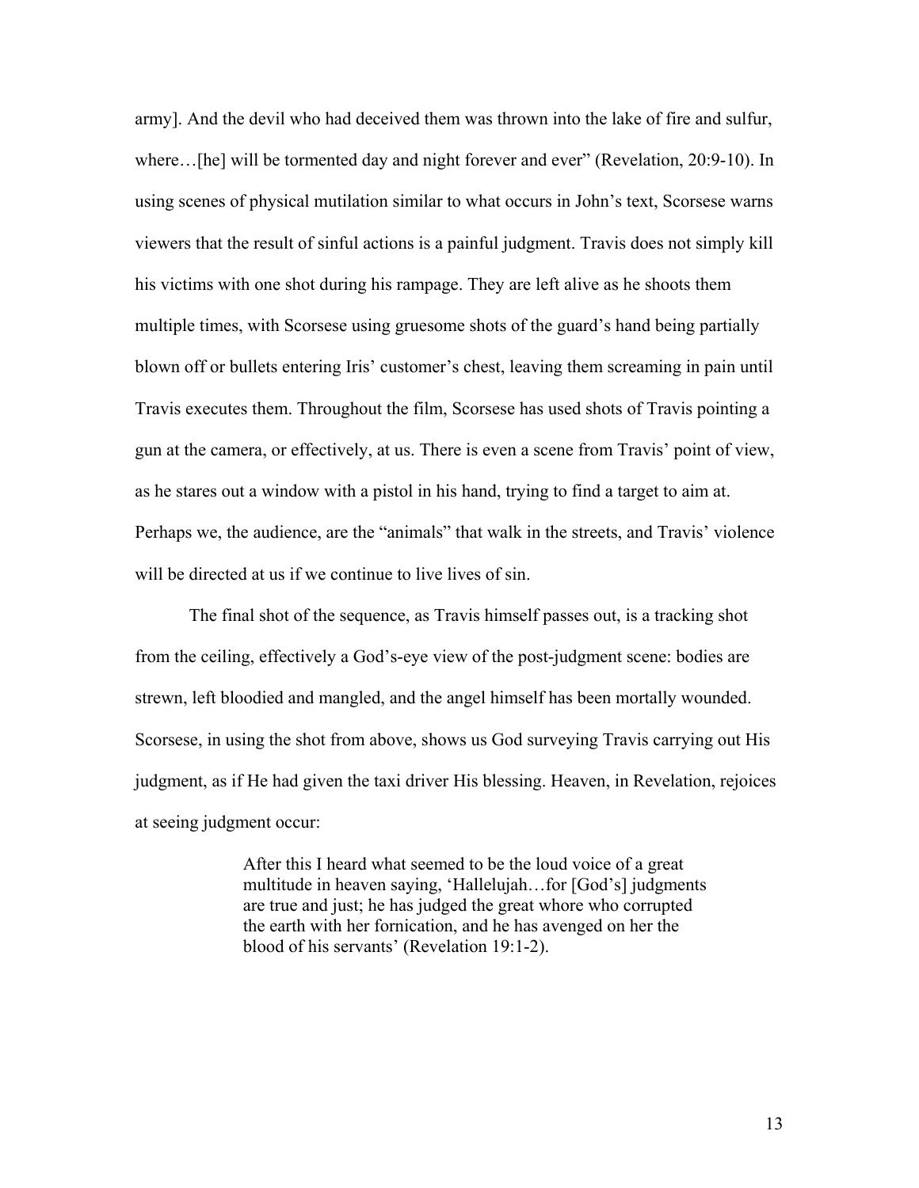army]. And the devil who had deceived them was thrown into the lake of fire and sulfur, where…[he] will be tormented day and night forever and ever" (Revelation, 20:9-10). In using scenes of physical mutilation similar to what occurs in John's text, Scorsese warns viewers that the result of sinful actions is a painful judgment. Travis does not simply kill his victims with one shot during his rampage. They are left alive as he shoots them multiple times, with Scorsese using gruesome shots of the guard's hand being partially blown off or bullets entering Iris' customer's chest, leaving them screaming in pain until Travis executes them. Throughout the film, Scorsese has used shots of Travis pointing a gun at the camera, or effectively, at us. There is even a scene from Travis' point of view, as he stares out a window with a pistol in his hand, trying to find a target to aim at. Perhaps we, the audience, are the "animals" that walk in the streets, and Travis' violence will be directed at us if we continue to live lives of sin.

The final shot of the sequence, as Travis himself passes out, is a tracking shot from the ceiling, effectively a God's-eye view of the post-judgment scene: bodies are strewn, left bloodied and mangled, and the angel himself has been mortally wounded. Scorsese, in using the shot from above, shows us God surveying Travis carrying out His judgment, as if He had given the taxi driver His blessing. Heaven, in Revelation, rejoices at seeing judgment occur:

> After this I heard what seemed to be the loud voice of a great multitude in heaven saying, 'Hallelujah…for [God's] judgments are true and just; he has judged the great whore who corrupted the earth with her fornication, and he has avenged on her the blood of his servants' (Revelation 19:1-2).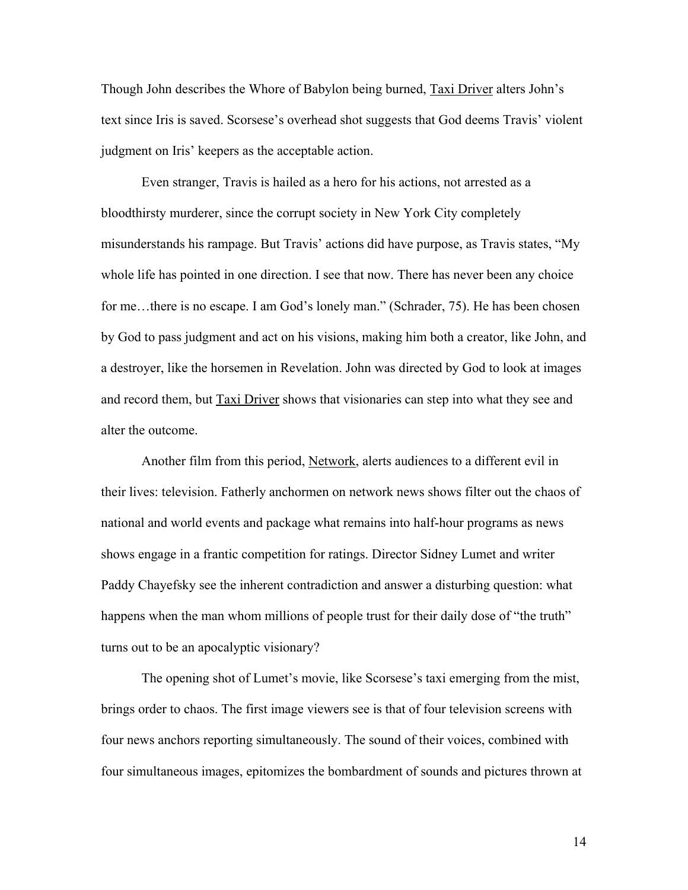Though John describes the Whore of Babylon being burned, Taxi Driver alters John's text since Iris is saved. Scorsese's overhead shot suggests that God deems Travis' violent judgment on Iris' keepers as the acceptable action.

Even stranger, Travis is hailed as a hero for his actions, not arrested as a bloodthirsty murderer, since the corrupt society in New York City completely misunderstands his rampage. But Travis' actions did have purpose, as Travis states, "My whole life has pointed in one direction. I see that now. There has never been any choice for me…there is no escape. I am God's lonely man." (Schrader, 75). He has been chosen by God to pass judgment and act on his visions, making him both a creator, like John, and a destroyer, like the horsemen in Revelation. John was directed by God to look at images and record them, but Taxi Driver shows that visionaries can step into what they see and alter the outcome.

Another film from this period, Network, alerts audiences to a different evil in their lives: television. Fatherly anchormen on network news shows filter out the chaos of national and world events and package what remains into half-hour programs as news shows engage in a frantic competition for ratings. Director Sidney Lumet and writer Paddy Chayefsky see the inherent contradiction and answer a disturbing question: what happens when the man whom millions of people trust for their daily dose of "the truth" turns out to be an apocalyptic visionary?

The opening shot of Lumet's movie, like Scorsese's taxi emerging from the mist, brings order to chaos. The first image viewers see is that of four television screens with four news anchors reporting simultaneously. The sound of their voices, combined with four simultaneous images, epitomizes the bombardment of sounds and pictures thrown at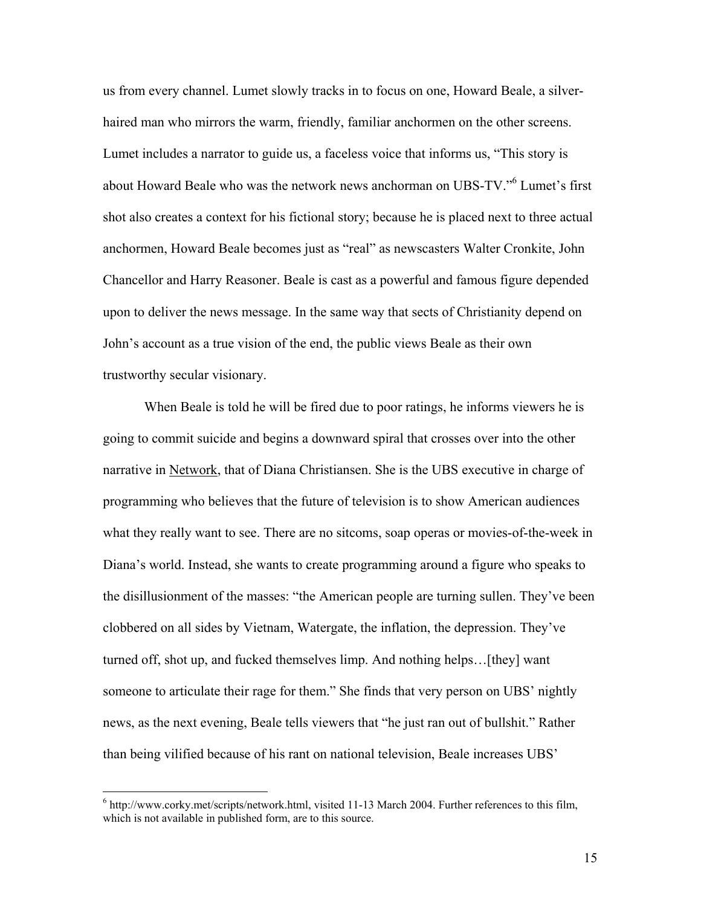us from every channel. Lumet slowly tracks in to focus on one, Howard Beale, a silver-haired man who mirrors the warm, friendly, familiar anchormen on the other screens. Lumet includes a narrator to guide us, a faceless voice that informs us, "This story is about Howard Beale who was the network news anchorman on UBS-TV."[6] Lumet's first shot also creates a context for his fictional story; because he is placed next to three actual anchormen, Howard Beale becomes just as "real" as newscasters Walter Cronkite, John Chancellor and Harry Reasoner. Beale is cast as a powerful and famous figure depended upon to deliver the news message. In the same way that sects of Christianity depend on John's account as a true vision of the end, the public views Beale as their own trustworthy secular visionary.

When Beale is told he will be fired due to poor ratings, he informs viewers he is going to commit suicide and begins a downward spiral that crosses over into the other narrative in Network, that of Diana Christiansen. She is the UBS executive in charge of programming who believes that the future of television is to show American audiences what they really want to see. There are no sitcoms, soap operas or movies-of-the-week in Diana's world. Instead, she wants to create programming around a figure who speaks to the disillusionment of the masses: "the American people are turning sullen. They've been clobbered on all sides by Vietnam, Watergate, the inflation, the depression. They've turned off, shot up, and fucked themselves limp. And nothing helps…[they] want someone to articulate their rage for them." She finds that very person on UBS' nightly news, as the next evening, Beale tells viewers that "he just ran out of bullshit." Rather than being vilified because of his rant on national television, Beale increases UBS'

[6] http://www.corky.met/scripts/network.html, visited 11-13 March 2004. Further references to this film, which is not available in published form, are to this source.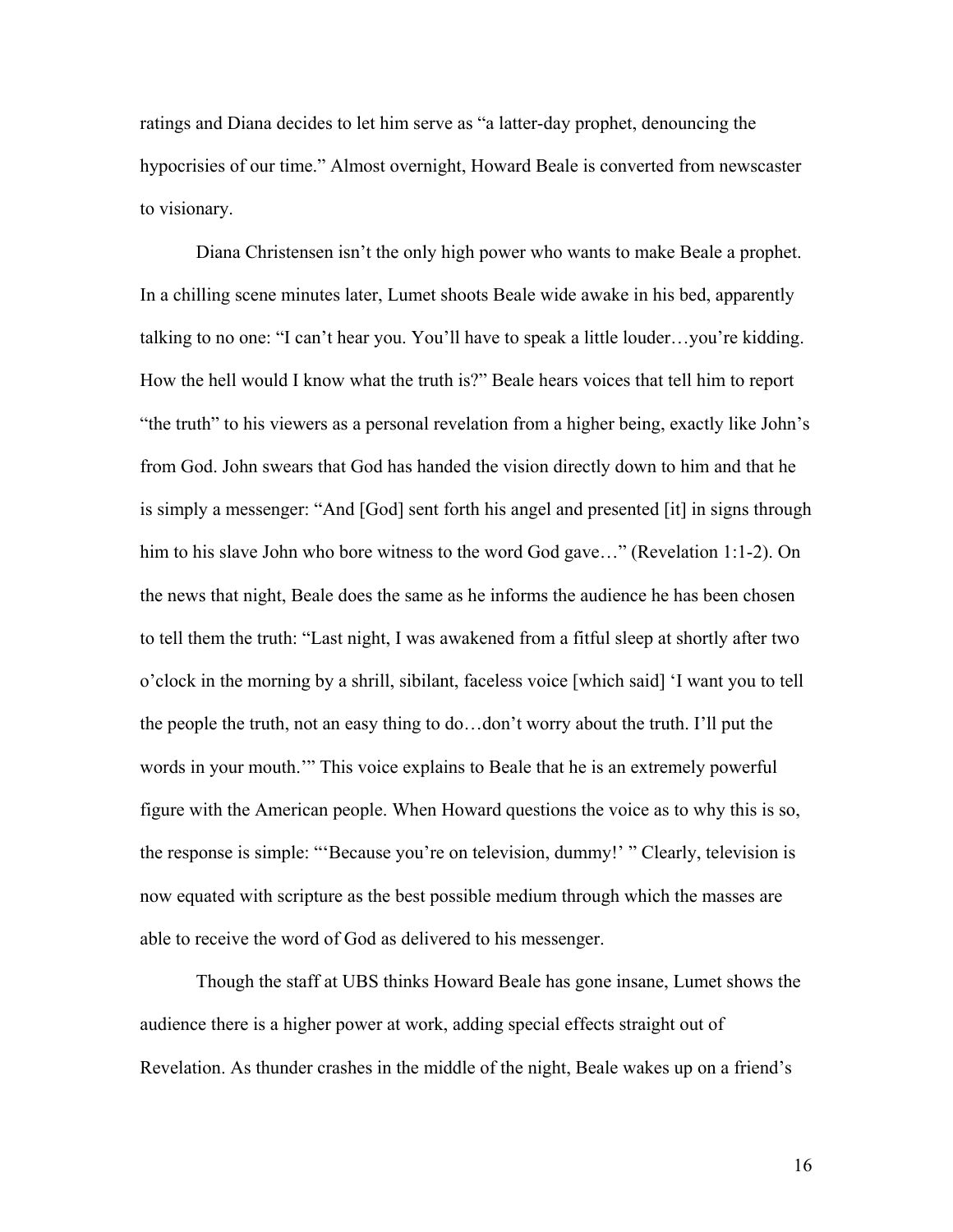ratings and Diana decides to let him serve as "a latter-day prophet, denouncing the hypocrisies of our time." Almost overnight, Howard Beale is converted from newscaster to visionary.

Diana Christensen isn't the only high power who wants to make Beale a prophet. In a chilling scene minutes later, Lumet shoots Beale wide awake in his bed, apparently talking to no one: "I can't hear you. You'll have to speak a little louder…you're kidding. How the hell would I know what the truth is?" Beale hears voices that tell him to report "the truth" to his viewers as a personal revelation from a higher being, exactly like John's from God. John swears that God has handed the vision directly down to him and that he is simply a messenger: "And [God] sent forth his angel and presented [it] in signs through him to his slave John who bore witness to the word God gave…" (Revelation 1:1-2). On the news that night, Beale does the same as he informs the audience he has been chosen to tell them the truth: "Last night, I was awakened from a fitful sleep at shortly after two o'clock in the morning by a shrill, sibilant, faceless voice [which said] 'I want you to tell the people the truth, not an easy thing to do…don't worry about the truth. I'll put the words in your mouth.'" This voice explains to Beale that he is an extremely powerful figure with the American people. When Howard questions the voice as to why this is so, the response is simple: "'Because you're on television, dummy!' " Clearly, television is now equated with scripture as the best possible medium through which the masses are able to receive the word of God as delivered to his messenger.

Though the staff at UBS thinks Howard Beale has gone insane, Lumet shows the audience there is a higher power at work, adding special effects straight out of Revelation. As thunder crashes in the middle of the night, Beale wakes up on a friend's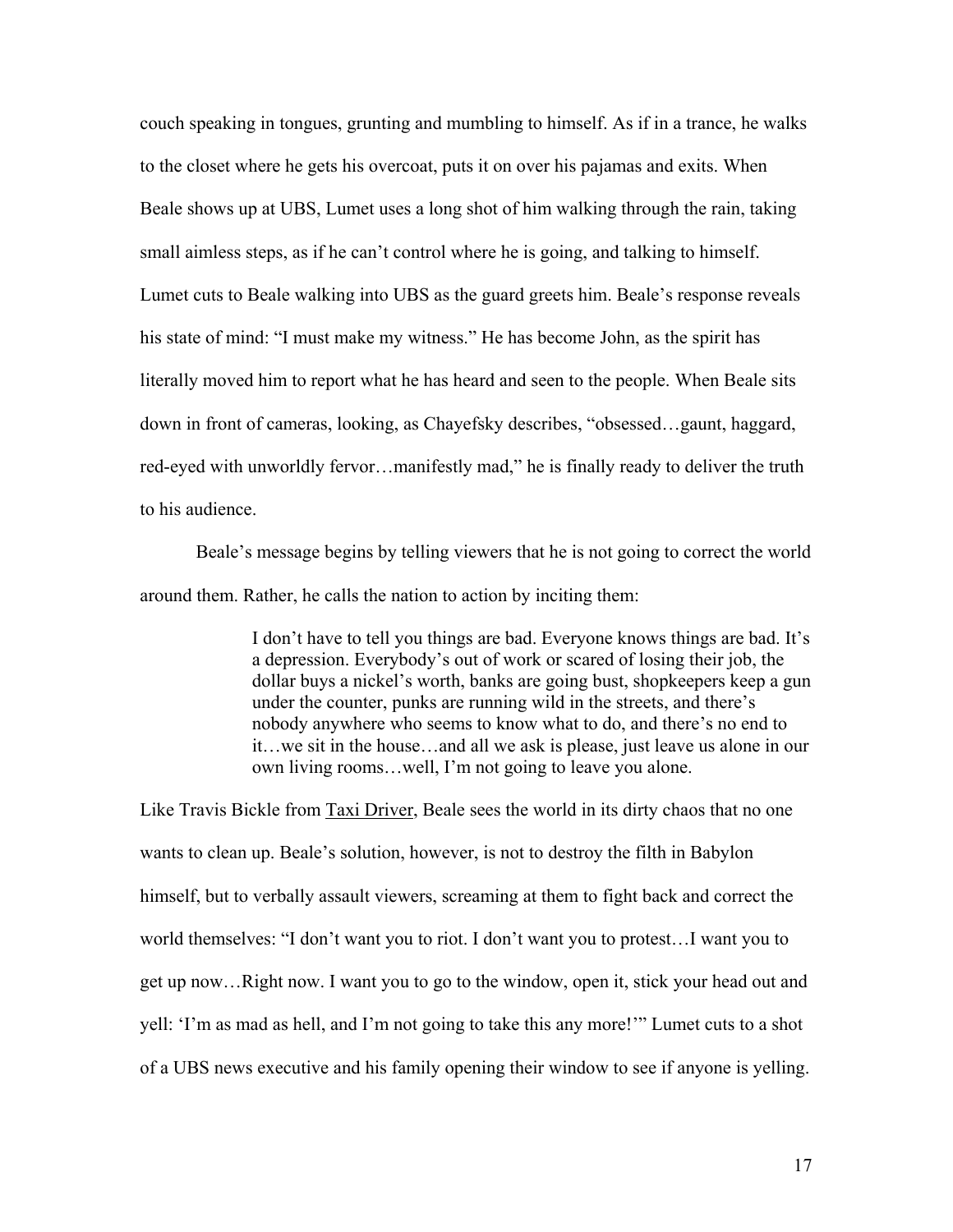couch speaking in tongues, grunting and mumbling to himself. As if in a trance, he walks to the closet where he gets his overcoat, puts it on over his pajamas and exits. When Beale shows up at UBS, Lumet uses a long shot of him walking through the rain, taking small aimless steps, as if he can't control where he is going, and talking to himself. Lumet cuts to Beale walking into UBS as the guard greets him. Beale's response reveals his state of mind: "I must make my witness." He has become John, as the spirit has literally moved him to report what he has heard and seen to the people. When Beale sits down in front of cameras, looking, as Chayefsky describes, "obsessed…gaunt, haggard, red-eyed with unworldly fervor…manifestly mad," he is finally ready to deliver the truth to his audience.

Beale's message begins by telling viewers that he is not going to correct the world around them. Rather, he calls the nation to action by inciting them:

> I don't have to tell you things are bad. Everyone knows things are bad. It's a depression. Everybody's out of work or scared of losing their job, the dollar buys a nickel's worth, banks are going bust, shopkeepers keep a gun under the counter, punks are running wild in the streets, and there's nobody anywhere who seems to know what to do, and there's no end to it…we sit in the house…and all we ask is please, just leave us alone in our own living rooms…well, I'm not going to leave you alone.

Like Travis Bickle from <u>Taxi Driver</u>, Beale sees the world in its dirty chaos that no one wants to clean up. Beale's solution, however, is not to destroy the filth in Babylon himself, but to verbally assault viewers, screaming at them to fight back and correct the world themselves: "I don't want you to riot. I don't want you to protest…I want you to get up now…Right now. I want you to go to the window, open it, stick your head out and yell: 'I'm as mad as hell, and I'm not going to take this any more!'" Lumet cuts to a shot of a UBS news executive and his family opening their window to see if anyone is yelling.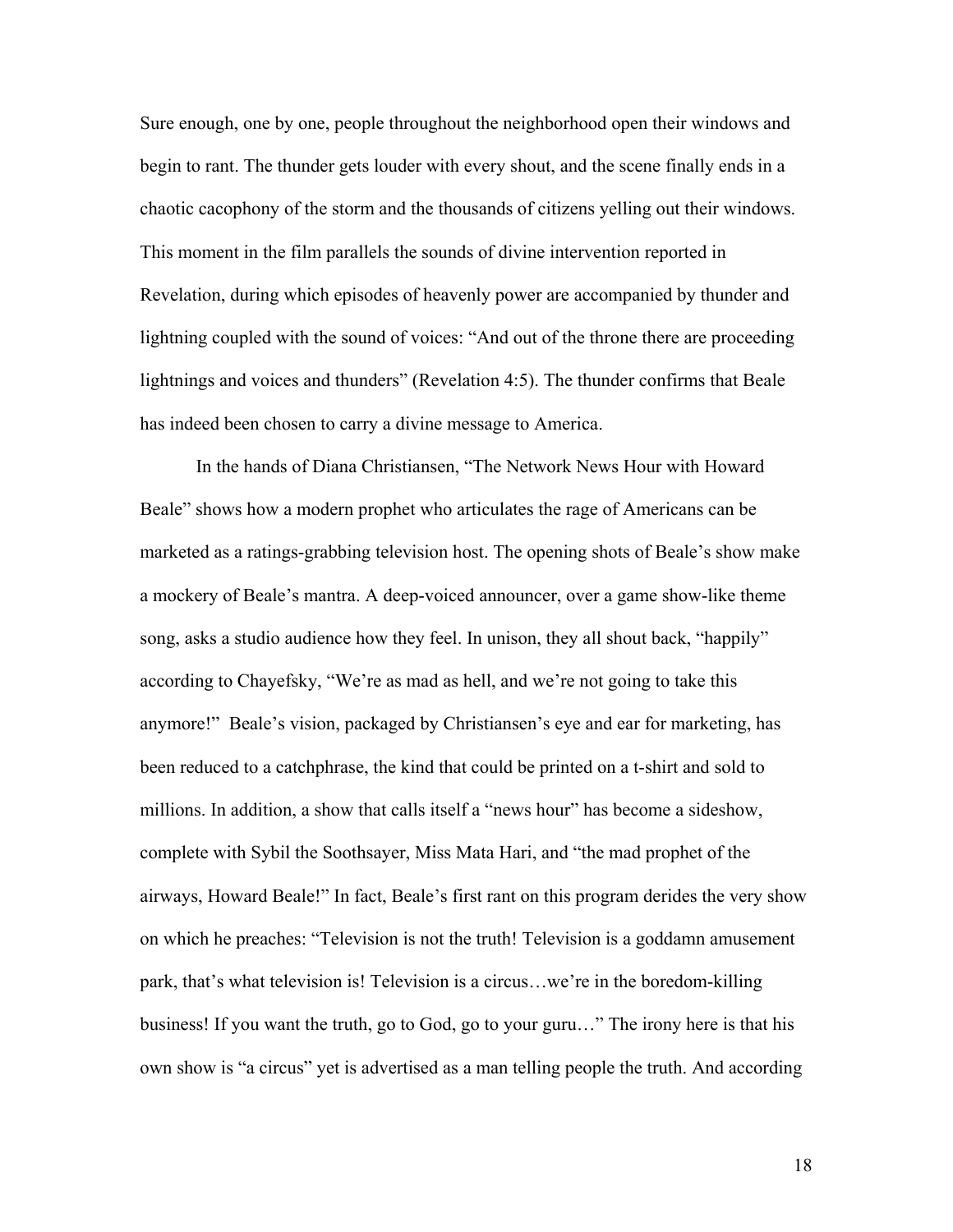Sure enough, one by one, people throughout the neighborhood open their windows and begin to rant. The thunder gets louder with every shout, and the scene finally ends in a chaotic cacophony of the storm and the thousands of citizens yelling out their windows. This moment in the film parallels the sounds of divine intervention reported in Revelation, during which episodes of heavenly power are accompanied by thunder and lightning coupled with the sound of voices: "And out of the throne there are proceeding lightnings and voices and thunders" (Revelation 4:5). The thunder confirms that Beale has indeed been chosen to carry a divine message to America.

In the hands of Diana Christiansen, "The Network News Hour with Howard Beale" shows how a modern prophet who articulates the rage of Americans can be marketed as a ratings-grabbing television host. The opening shots of Beale's show make a mockery of Beale's mantra. A deep-voiced announcer, over a game show-like theme song, asks a studio audience how they feel. In unison, they all shout back, "happily" according to Chayefsky, "We're as mad as hell, and we're not going to take this anymore!" Beale's vision, packaged by Christiansen's eye and ear for marketing, has been reduced to a catchphrase, the kind that could be printed on a t-shirt and sold to millions. In addition, a show that calls itself a "news hour" has become a sideshow, complete with Sybil the Soothsayer, Miss Mata Hari, and "the mad prophet of the airways, Howard Beale!" In fact, Beale's first rant on this program derides the very show on which he preaches: "Television is not the truth! Television is a goddamn amusement park, that's what television is! Television is a circus…we're in the boredom-killing business! If you want the truth, go to God, go to your guru…" The irony here is that his own show is "a circus" yet is advertised as a man telling people the truth. And according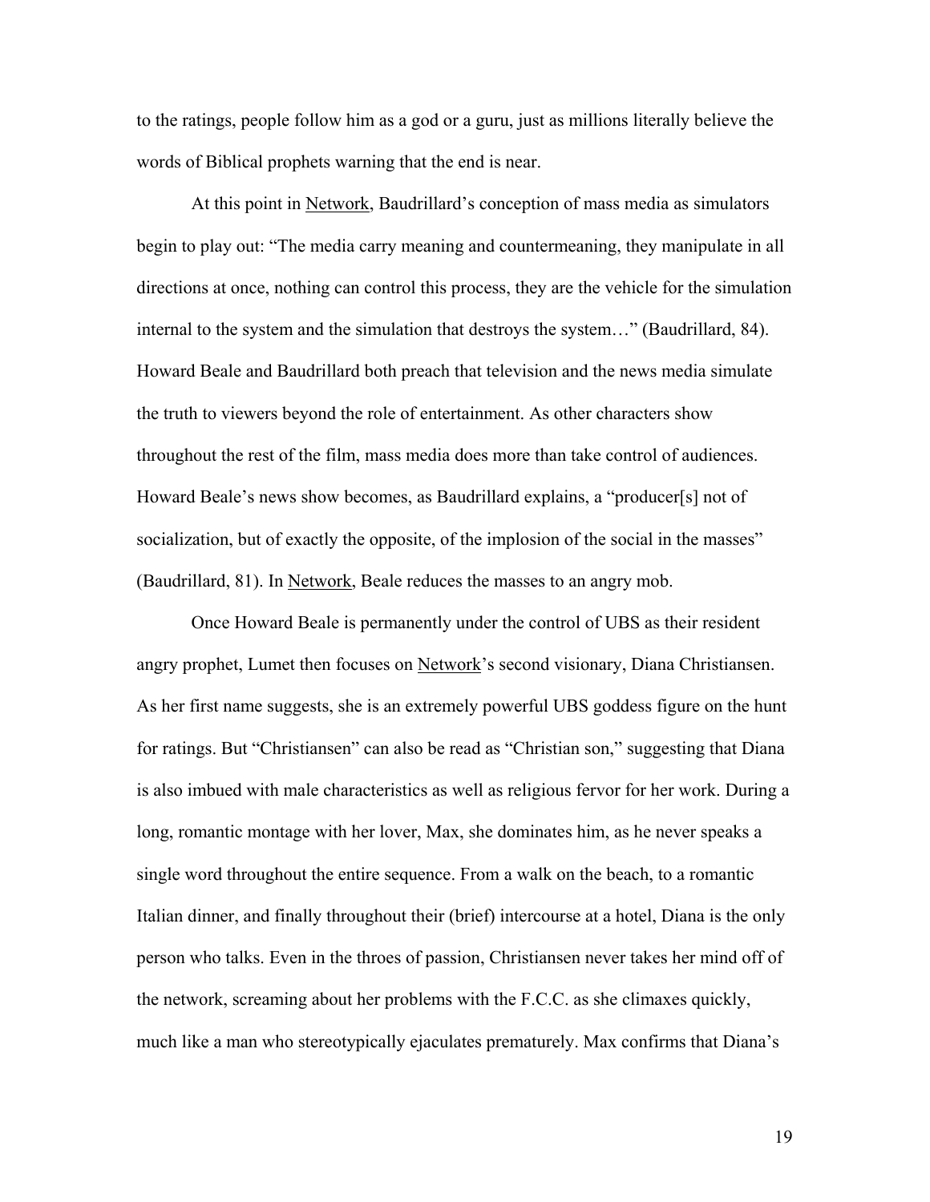to the ratings, people follow him as a god or a guru, just as millions literally believe the words of Biblical prophets warning that the end is near.

At this point in Network, Baudrillard's conception of mass media as simulators begin to play out: "The media carry meaning and countermeaning, they manipulate in all directions at once, nothing can control this process, they are the vehicle for the simulation internal to the system and the simulation that destroys the system…" (Baudrillard, 84). Howard Beale and Baudrillard both preach that television and the news media simulate the truth to viewers beyond the role of entertainment. As other characters show throughout the rest of the film, mass media does more than take control of audiences. Howard Beale's news show becomes, as Baudrillard explains, a "producer[s] not of socialization, but of exactly the opposite, of the implosion of the social in the masses" (Baudrillard, 81). In Network, Beale reduces the masses to an angry mob.

Once Howard Beale is permanently under the control of UBS as their resident angry prophet, Lumet then focuses on Network's second visionary, Diana Christiansen. As her first name suggests, she is an extremely powerful UBS goddess figure on the hunt for ratings. But "Christiansen" can also be read as "Christian son," suggesting that Diana is also imbued with male characteristics as well as religious fervor for her work. During a long, romantic montage with her lover, Max, she dominates him, as he never speaks a single word throughout the entire sequence. From a walk on the beach, to a romantic Italian dinner, and finally throughout their (brief) intercourse at a hotel, Diana is the only person who talks. Even in the throes of passion, Christiansen never takes her mind off of the network, screaming about her problems with the F.C.C. as she climaxes quickly, much like a man who stereotypically ejaculates prematurely. Max confirms that Diana's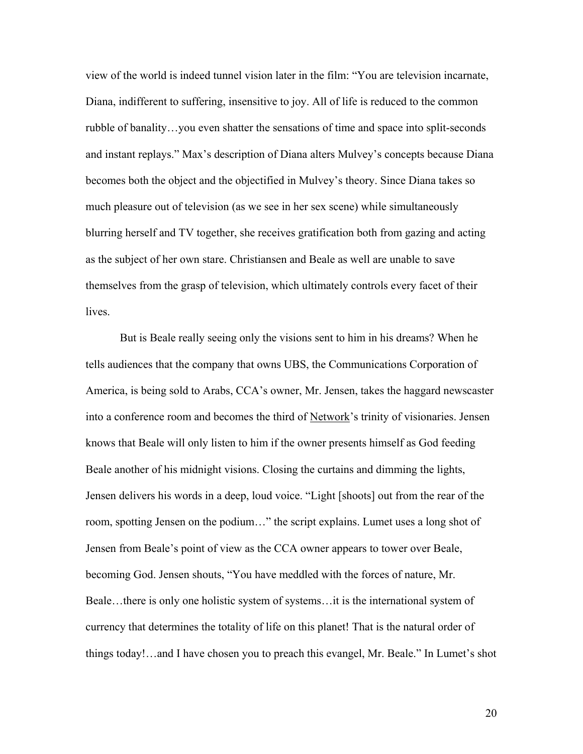view of the world is indeed tunnel vision later in the film: "You are television incarnate, Diana, indifferent to suffering, insensitive to joy. All of life is reduced to the common rubble of banality…you even shatter the sensations of time and space into split-seconds and instant replays." Max's description of Diana alters Mulvey's concepts because Diana becomes both the object and the objectified in Mulvey's theory. Since Diana takes so much pleasure out of television (as we see in her sex scene) while simultaneously blurring herself and TV together, she receives gratification both from gazing and acting as the subject of her own stare. Christiansen and Beale as well are unable to save themselves from the grasp of television, which ultimately controls every facet of their lives.

But is Beale really seeing only the visions sent to him in his dreams? When he tells audiences that the company that owns UBS, the Communications Corporation of America, is being sold to Arabs, CCA's owner, Mr. Jensen, takes the haggard newscaster into a conference room and becomes the third of Network's trinity of visionaries. Jensen knows that Beale will only listen to him if the owner presents himself as God feeding Beale another of his midnight visions. Closing the curtains and dimming the lights, Jensen delivers his words in a deep, loud voice. "Light [shoots] out from the rear of the room, spotting Jensen on the podium…" the script explains. Lumet uses a long shot of Jensen from Beale's point of view as the CCA owner appears to tower over Beale, becoming God. Jensen shouts, "You have meddled with the forces of nature, Mr. Beale…there is only one holistic system of systems…it is the international system of currency that determines the totality of life on this planet! That is the natural order of things today!…and I have chosen you to preach this evangel, Mr. Beale." In Lumet's shot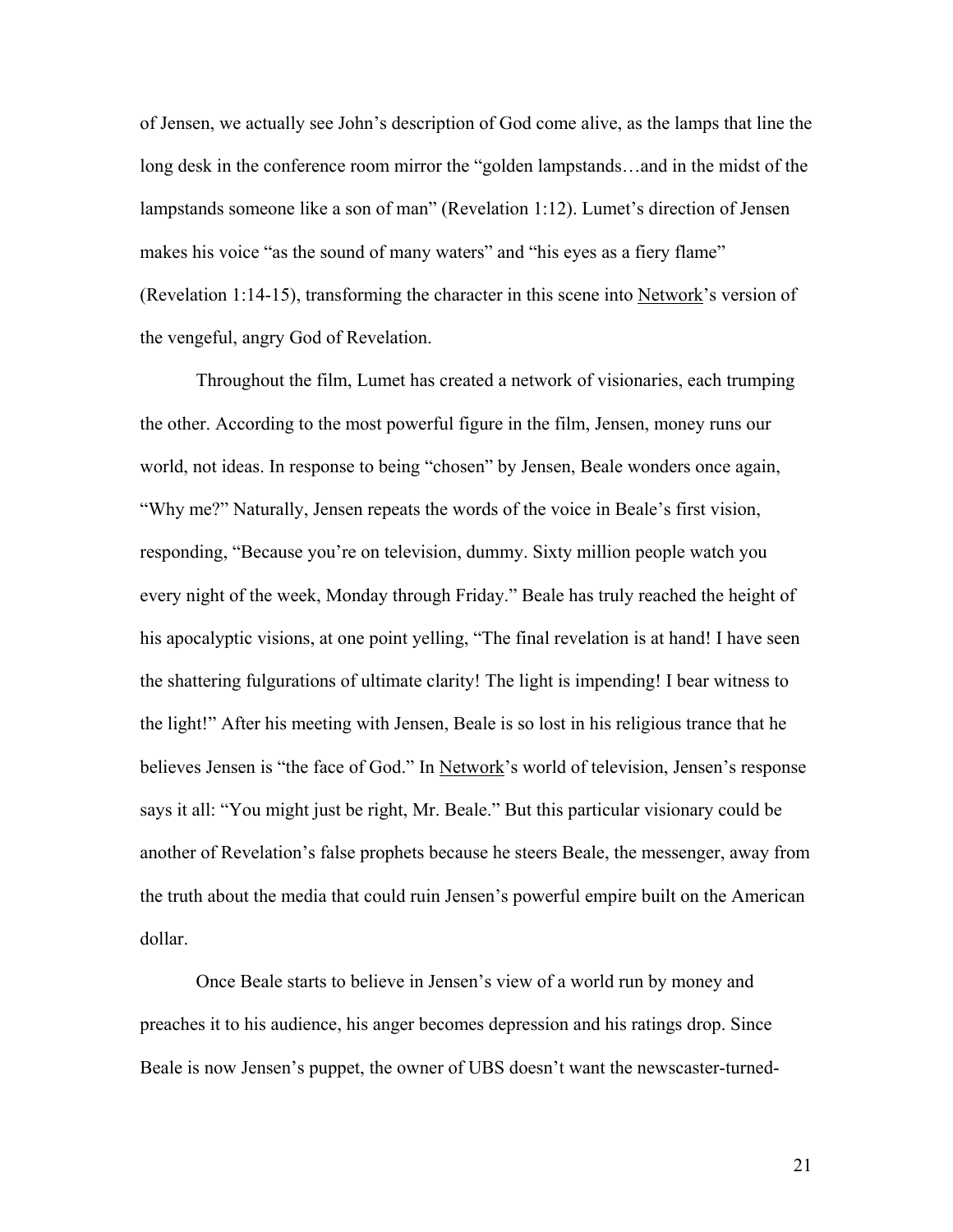of Jensen, we actually see John's description of God come alive, as the lamps that line the long desk in the conference room mirror the "golden lampstands…and in the midst of the lampstands someone like a son of man" (Revelation 1:12). Lumet's direction of Jensen makes his voice "as the sound of many waters" and "his eyes as a fiery flame" (Revelation 1:14-15), transforming the character in this scene into Network's version of the vengeful, angry God of Revelation.

Throughout the film, Lumet has created a network of visionaries, each trumping the other. According to the most powerful figure in the film, Jensen, money runs our world, not ideas. In response to being "chosen" by Jensen, Beale wonders once again, "Why me?" Naturally, Jensen repeats the words of the voice in Beale's first vision, responding, "Because you're on television, dummy. Sixty million people watch you every night of the week, Monday through Friday." Beale has truly reached the height of his apocalyptic visions, at one point yelling, "The final revelation is at hand! I have seen the shattering fulgurations of ultimate clarity! The light is impending! I bear witness to the light!" After his meeting with Jensen, Beale is so lost in his religious trance that he believes Jensen is "the face of God." In Network's world of television, Jensen's response says it all: "You might just be right, Mr. Beale." But this particular visionary could be another of Revelation's false prophets because he steers Beale, the messenger, away from the truth about the media that could ruin Jensen's powerful empire built on the American dollar.

Once Beale starts to believe in Jensen's view of a world run by money and preaches it to his audience, his anger becomes depression and his ratings drop. Since Beale is now Jensen's puppet, the owner of UBS doesn't want the newscaster-turned-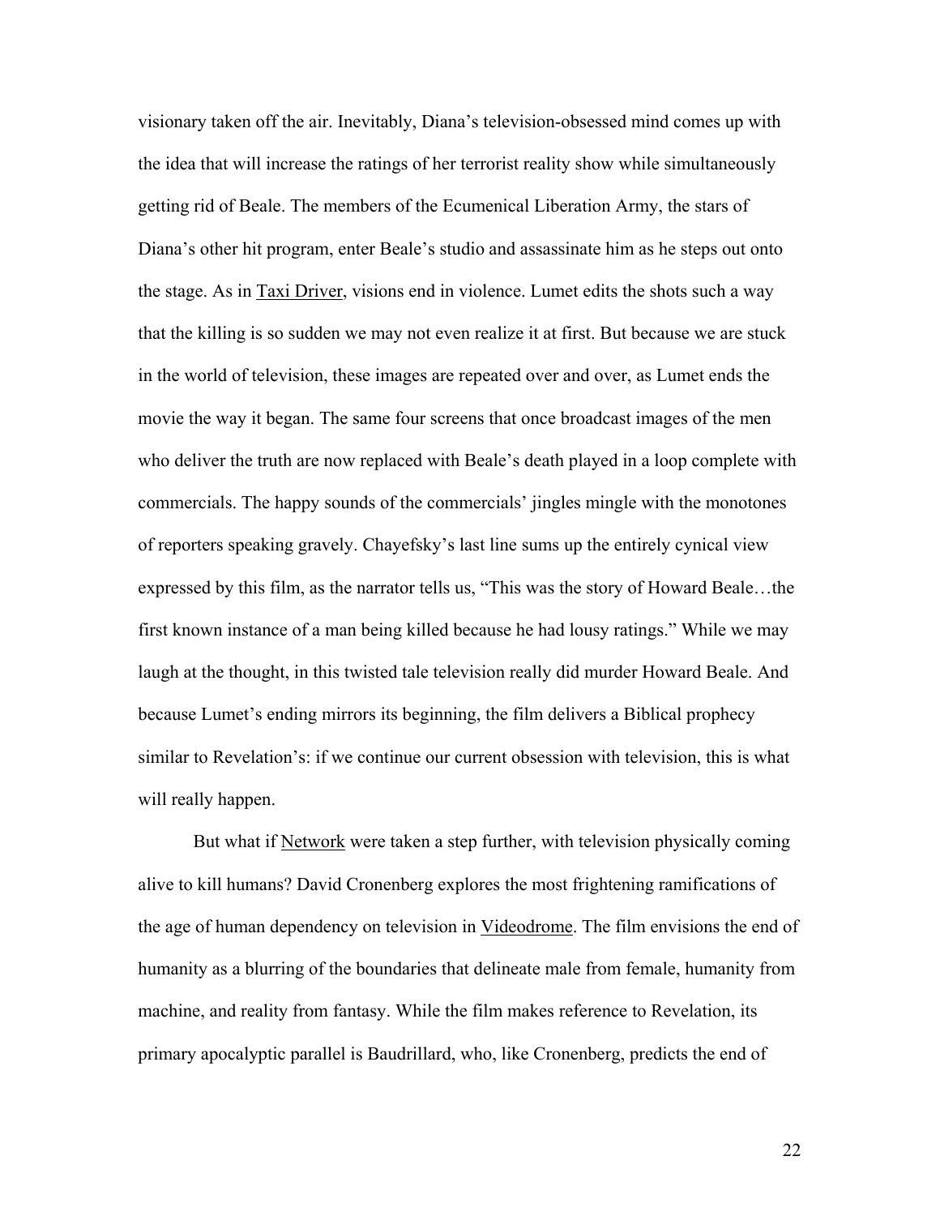visionary taken off the air. Inevitably, Diana's television-obsessed mind comes up with the idea that will increase the ratings of her terrorist reality show while simultaneously getting rid of Beale. The members of the Ecumenical Liberation Army, the stars of Diana's other hit program, enter Beale's studio and assassinate him as he steps out onto the stage. As in <u>Taxi Driver</u>, visions end in violence. Lumet edits the shots such a way that the killing is so sudden we may not even realize it at first. But because we are stuck in the world of television, these images are repeated over and over, as Lumet ends the movie the way it began. The same four screens that once broadcast images of the men who deliver the truth are now replaced with Beale's death played in a loop complete with commercials. The happy sounds of the commercials' jingles mingle with the monotones of reporters speaking gravely. Chayefsky's last line sums up the entirely cynical view expressed by this film, as the narrator tells us, "This was the story of Howard Beale…the first known instance of a man being killed because he had lousy ratings." While we may laugh at the thought, in this twisted tale television really did murder Howard Beale. And because Lumet's ending mirrors its beginning, the film delivers a Biblical prophecy similar to Revelation's: if we continue our current obsession with television, this is what will really happen.

But what if <u>Network</u> were taken a step further, with television physically coming alive to kill humans? David Cronenberg explores the most frightening ramifications of the age of human dependency on television in <u>Videodrome</u>. The film envisions the end of humanity as a blurring of the boundaries that delineate male from female, humanity from machine, and reality from fantasy. While the film makes reference to Revelation, its primary apocalyptic parallel is Baudrillard, who, like Cronenberg, predicts the end of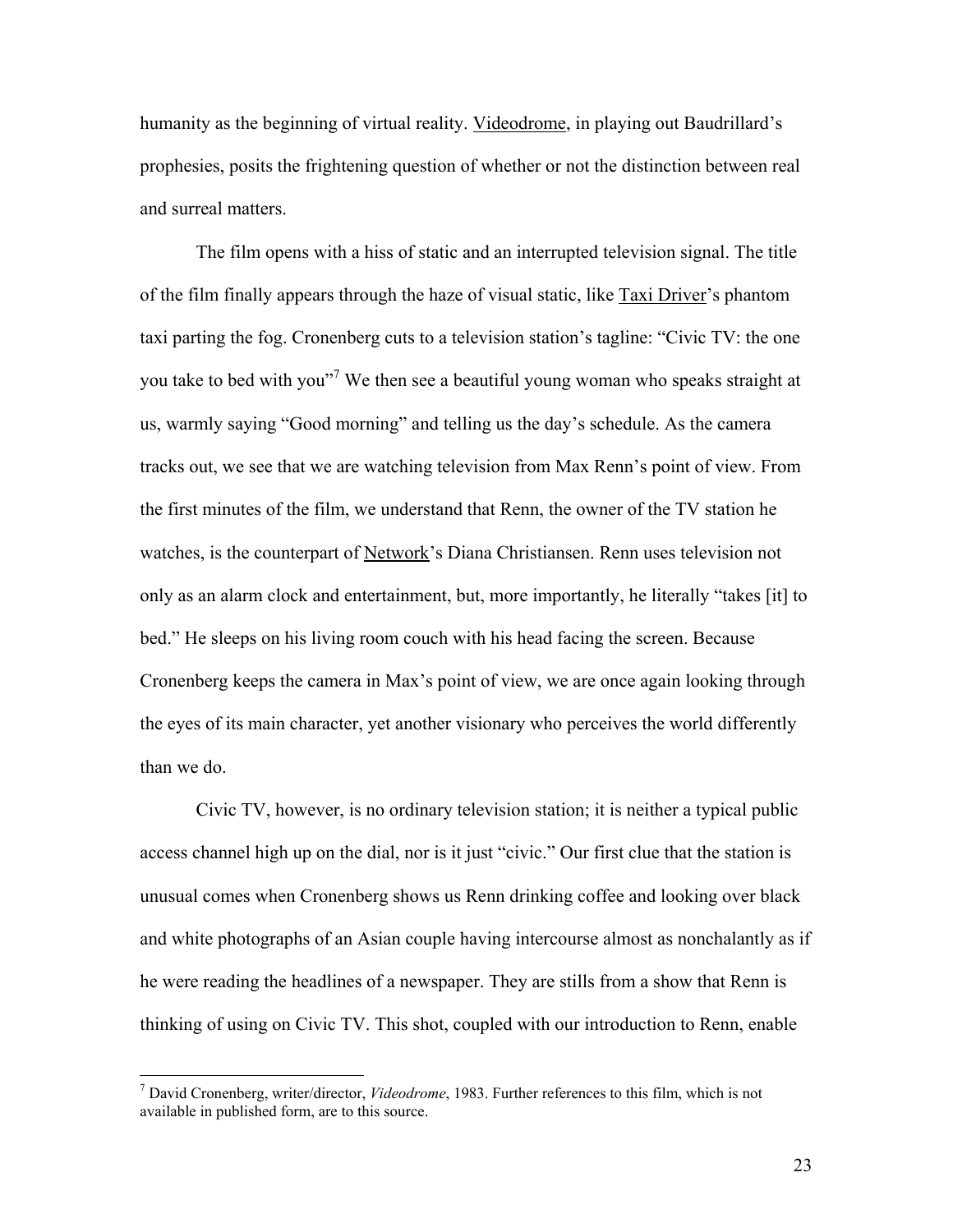humanity as the beginning of virtual reality. Videodrome, in playing out Baudrillard's prophesies, posits the frightening question of whether or not the distinction between real and surreal matters.

The film opens with a hiss of static and an interrupted television signal. The title of the film finally appears through the haze of visual static, like Taxi Driver's phantom taxi parting the fog. Cronenberg cuts to a television station's tagline: "Civic TV: the one you take to bed with you"[7] We then see a beautiful young woman who speaks straight at us, warmly saying "Good morning" and telling us the day's schedule. As the camera tracks out, we see that we are watching television from Max Renn's point of view. From the first minutes of the film, we understand that Renn, the owner of the TV station he watches, is the counterpart of Network's Diana Christiansen. Renn uses television not only as an alarm clock and entertainment, but, more importantly, he literally "takes [it] to bed." He sleeps on his living room couch with his head facing the screen. Because Cronenberg keeps the camera in Max's point of view, we are once again looking through the eyes of its main character, yet another visionary who perceives the world differently than we do.

Civic TV, however, is no ordinary television station; it is neither a typical public access channel high up on the dial, nor is it just "civic." Our first clue that the station is unusual comes when Cronenberg shows us Renn drinking coffee and looking over black and white photographs of an Asian couple having intercourse almost as nonchalantly as if he were reading the headlines of a newspaper. They are stills from a show that Renn is thinking of using on Civic TV. This shot, coupled with our introduction to Renn, enable

---

[7] David Cronenberg, writer/director, *Videodrome*, 1983. Further references to this film, which is not available in published form, are to this source.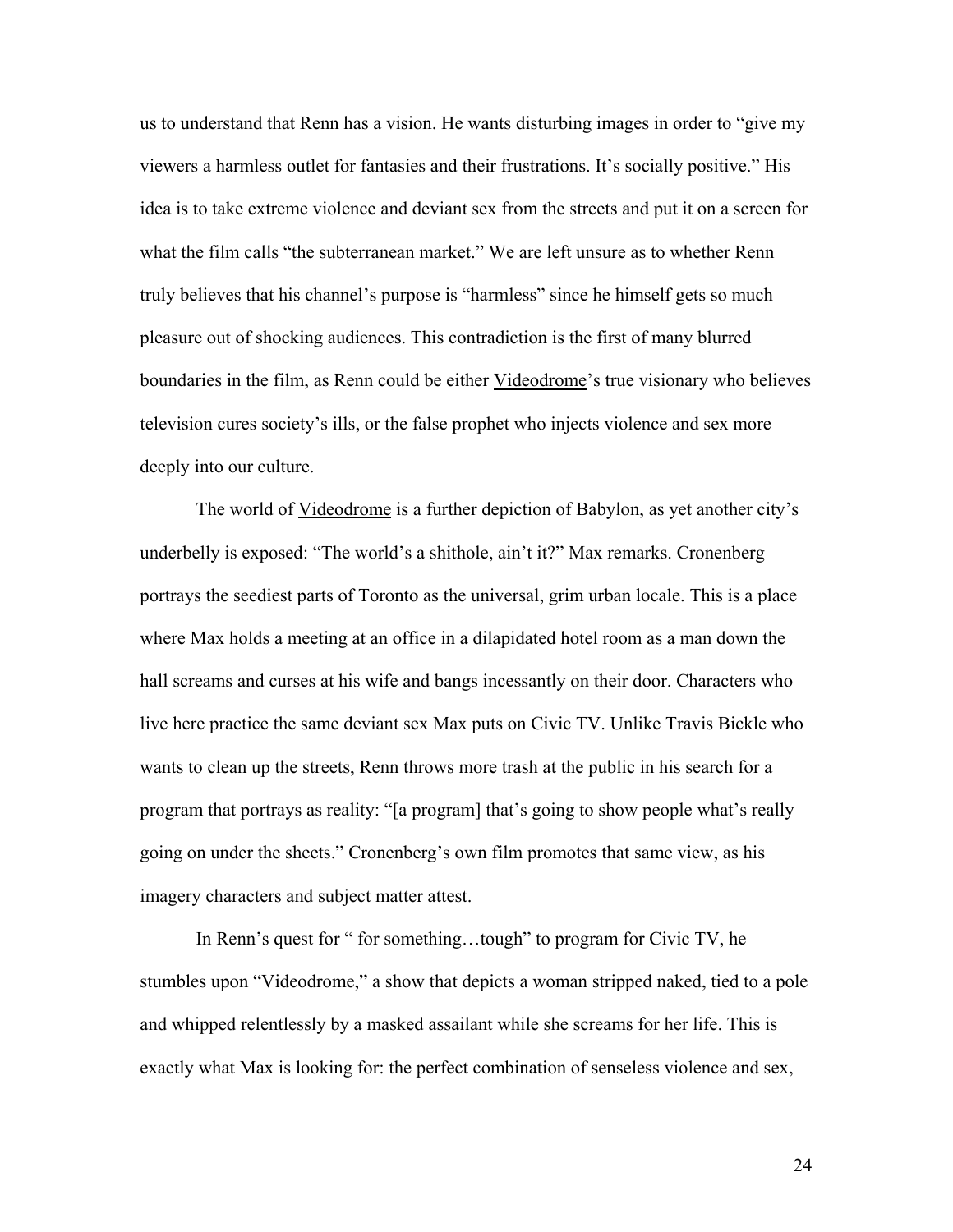us to understand that Renn has a vision. He wants disturbing images in order to "give my viewers a harmless outlet for fantasies and their frustrations. It's socially positive." His idea is to take extreme violence and deviant sex from the streets and put it on a screen for what the film calls "the subterranean market." We are left unsure as to whether Renn truly believes that his channel's purpose is "harmless" since he himself gets so much pleasure out of shocking audiences. This contradiction is the first of many blurred boundaries in the film, as Renn could be either <u>Videodrome</u>'s true visionary who believes television cures society's ills, or the false prophet who injects violence and sex more deeply into our culture.

The world of <u>Videodrome</u> is a further depiction of Babylon, as yet another city's underbelly is exposed: "The world's a shithole, ain't it?" Max remarks. Cronenberg portrays the seediest parts of Toronto as the universal, grim urban locale. This is a place where Max holds a meeting at an office in a dilapidated hotel room as a man down the hall screams and curses at his wife and bangs incessantly on their door. Characters who live here practice the same deviant sex Max puts on Civic TV. Unlike Travis Bickle who wants to clean up the streets, Renn throws more trash at the public in his search for a program that portrays as reality: "[a program] that's going to show people what's really going on under the sheets." Cronenberg's own film promotes that same view, as his imagery characters and subject matter attest.

In Renn's quest for " for something…tough" to program for Civic TV, he stumbles upon "Videodrome," a show that depicts a woman stripped naked, tied to a pole and whipped relentlessly by a masked assailant while she screams for her life. This is exactly what Max is looking for: the perfect combination of senseless violence and sex,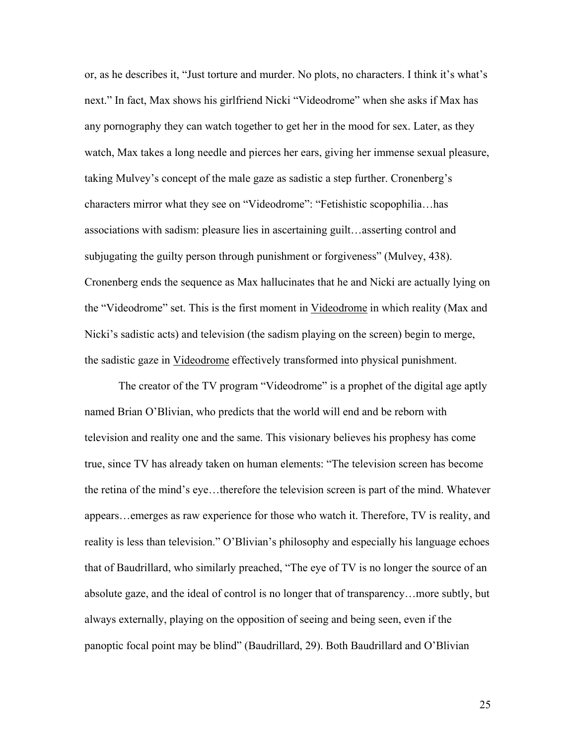or, as he describes it, "Just torture and murder. No plots, no characters. I think it's what's next." In fact, Max shows his girlfriend Nicki "Videodrome" when she asks if Max has any pornography they can watch together to get her in the mood for sex. Later, as they watch, Max takes a long needle and pierces her ears, giving her immense sexual pleasure, taking Mulvey's concept of the male gaze as sadistic a step further. Cronenberg's characters mirror what they see on "Videodrome": "Fetishistic scopophilia…has associations with sadism: pleasure lies in ascertaining guilt…asserting control and subjugating the guilty person through punishment or forgiveness" (Mulvey, 438). Cronenberg ends the sequence as Max hallucinates that he and Nicki are actually lying on the "Videodrome" set. This is the first moment in Videodrome in which reality (Max and Nicki's sadistic acts) and television (the sadism playing on the screen) begin to merge, the sadistic gaze in Videodrome effectively transformed into physical punishment.

The creator of the TV program "Videodrome" is a prophet of the digital age aptly named Brian O'Blivian, who predicts that the world will end and be reborn with television and reality one and the same. This visionary believes his prophesy has come true, since TV has already taken on human elements: "The television screen has become the retina of the mind's eye…therefore the television screen is part of the mind. Whatever appears…emerges as raw experience for those who watch it. Therefore, TV is reality, and reality is less than television." O'Blivian's philosophy and especially his language echoes that of Baudrillard, who similarly preached, "The eye of TV is no longer the source of an absolute gaze, and the ideal of control is no longer that of transparency…more subtly, but always externally, playing on the opposition of seeing and being seen, even if the panoptic focal point may be blind" (Baudrillard, 29). Both Baudrillard and O'Blivian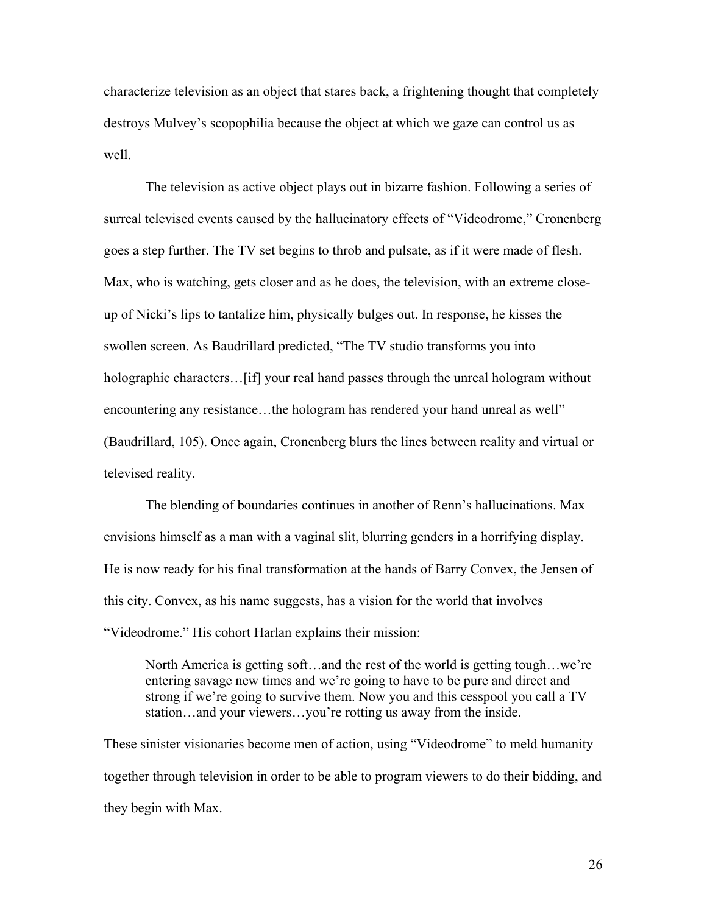characterize television as an object that stares back, a frightening thought that completely destroys Mulvey's scopophilia because the object at which we gaze can control us as well.

The television as active object plays out in bizarre fashion. Following a series of surreal televised events caused by the hallucinatory effects of "Videodrome," Cronenberg goes a step further. The TV set begins to throb and pulsate, as if it were made of flesh. Max, who is watching, gets closer and as he does, the television, with an extreme close-up of Nicki's lips to tantalize him, physically bulges out. In response, he kisses the swollen screen. As Baudrillard predicted, "The TV studio transforms you into holographic characters…[if] your real hand passes through the unreal hologram without encountering any resistance…the hologram has rendered your hand unreal as well" (Baudrillard, 105). Once again, Cronenberg blurs the lines between reality and virtual or televised reality.

The blending of boundaries continues in another of Renn's hallucinations. Max envisions himself as a man with a vaginal slit, blurring genders in a horrifying display. He is now ready for his final transformation at the hands of Barry Convex, the Jensen of this city. Convex, as his name suggests, has a vision for the world that involves "Videodrome." His cohort Harlan explains their mission:

> North America is getting soft…and the rest of the world is getting tough…we're entering savage new times and we're going to have to be pure and direct and strong if we're going to survive them. Now you and this cesspool you call a TV station…and your viewers…you're rotting us away from the inside.

These sinister visionaries become men of action, using "Videodrome" to meld humanity together through television in order to be able to program viewers to do their bidding, and they begin with Max.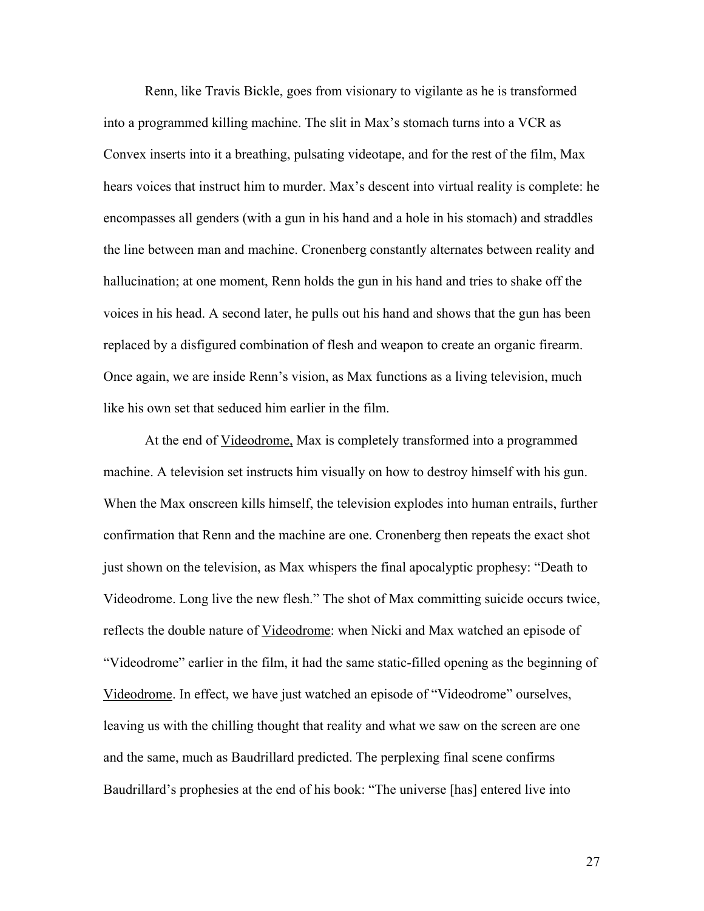Renn, like Travis Bickle, goes from visionary to vigilante as he is transformed into a programmed killing machine. The slit in Max's stomach turns into a VCR as Convex inserts into it a breathing, pulsating videotape, and for the rest of the film, Max hears voices that instruct him to murder. Max's descent into virtual reality is complete: he encompasses all genders (with a gun in his hand and a hole in his stomach) and straddles the line between man and machine. Cronenberg constantly alternates between reality and hallucination; at one moment, Renn holds the gun in his hand and tries to shake off the voices in his head. A second later, he pulls out his hand and shows that the gun has been replaced by a disfigured combination of flesh and weapon to create an organic firearm. Once again, we are inside Renn's vision, as Max functions as a living television, much like his own set that seduced him earlier in the film.

At the end of <u>Videodrome,</u> Max is completely transformed into a programmed machine. A television set instructs him visually on how to destroy himself with his gun. When the Max onscreen kills himself, the television explodes into human entrails, further confirmation that Renn and the machine are one. Cronenberg then repeats the exact shot just shown on the television, as Max whispers the final apocalyptic prophesy: "Death to Videodrome. Long live the new flesh." The shot of Max committing suicide occurs twice, reflects the double nature of <u>Videodrome</u>: when Nicki and Max watched an episode of "Videodrome" earlier in the film, it had the same static-filled opening as the beginning of <u>Videodrome</u>. In effect, we have just watched an episode of "Videodrome" ourselves, leaving us with the chilling thought that reality and what we saw on the screen are one and the same, much as Baudrillard predicted. The perplexing final scene confirms Baudrillard's prophesies at the end of his book: "The universe [has] entered live into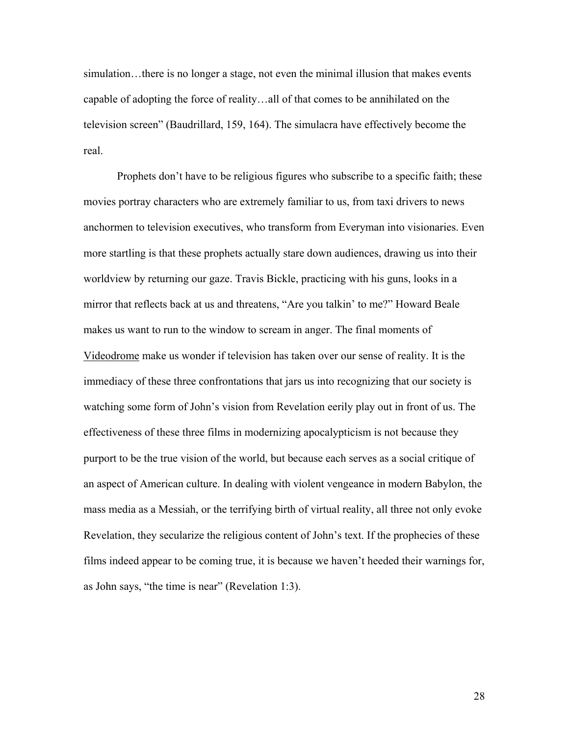simulation…there is no longer a stage, not even the minimal illusion that makes events capable of adopting the force of reality…all of that comes to be annihilated on the television screen" (Baudrillard, 159, 164). The simulacra have effectively become the real.

Prophets don't have to be religious figures who subscribe to a specific faith; these movies portray characters who are extremely familiar to us, from taxi drivers to news anchormen to television executives, who transform from Everyman into visionaries. Even more startling is that these prophets actually stare down audiences, drawing us into their worldview by returning our gaze. Travis Bickle, practicing with his guns, looks in a mirror that reflects back at us and threatens, "Are you talkin' to me?" Howard Beale makes us want to run to the window to scream in anger. The final moments of <u>Videodrome</u> make us wonder if television has taken over our sense of reality. It is the immediacy of these three confrontations that jars us into recognizing that our society is watching some form of John's vision from Revelation eerily play out in front of us. The effectiveness of these three films in modernizing apocalypticism is not because they purport to be the true vision of the world, but because each serves as a social critique of an aspect of American culture. In dealing with violent vengeance in modern Babylon, the mass media as a Messiah, or the terrifying birth of virtual reality, all three not only evoke Revelation, they secularize the religious content of John's text. If the prophecies of these films indeed appear to be coming true, it is because we haven't heeded their warnings for, as John says, "the time is near" (Revelation 1:3).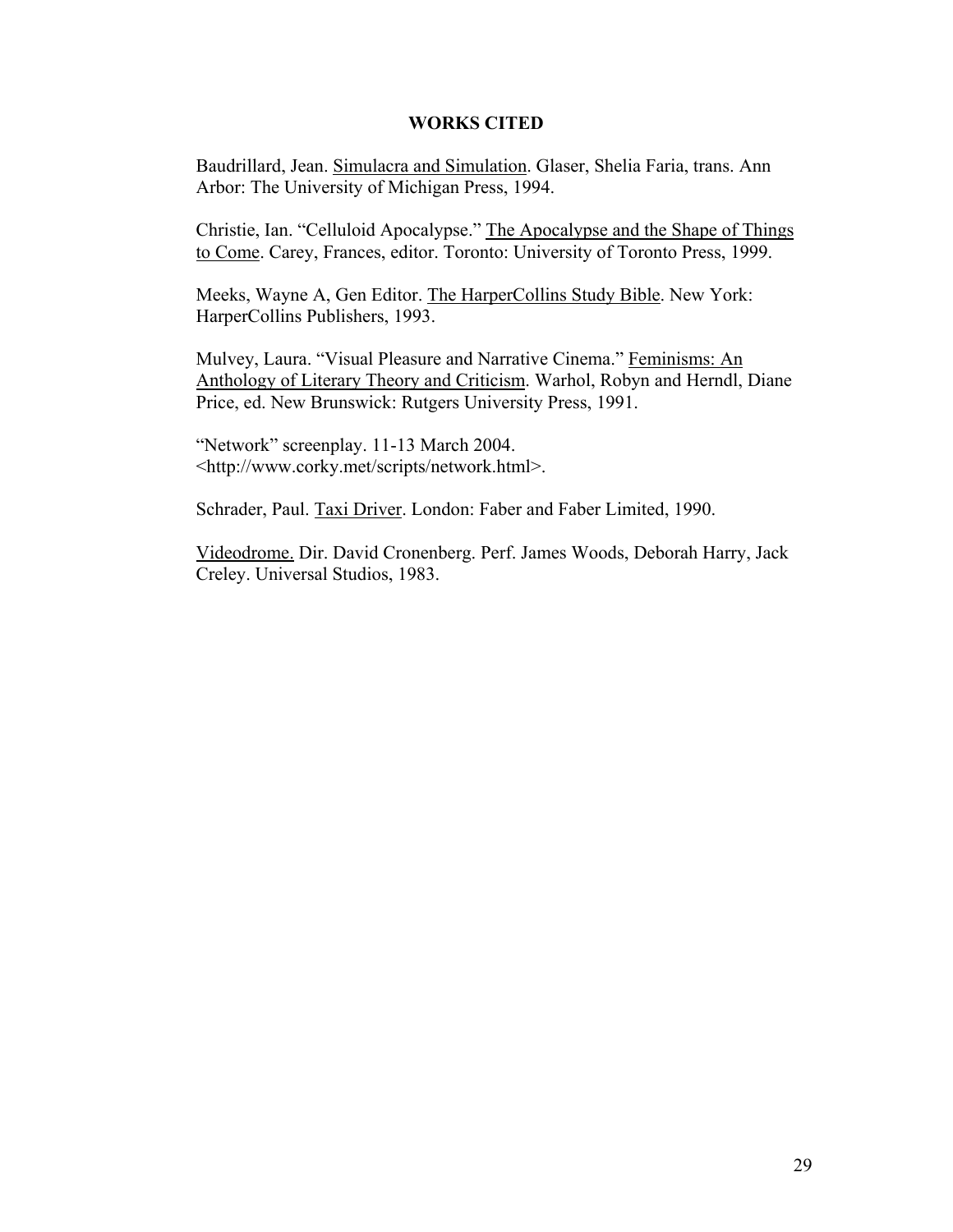## WORKS CITED

Baudrillard, Jean. Simulacra and Simulation. Glaser, Shelia Faria, trans. Ann Arbor: The University of Michigan Press, 1994.

Christie, Ian. "Celluloid Apocalypse." The Apocalypse and the Shape of Things to Come. Carey, Frances, editor. Toronto: University of Toronto Press, 1999.

Meeks, Wayne A, Gen Editor. The HarperCollins Study Bible. New York: HarperCollins Publishers, 1993.

Mulvey, Laura. "Visual Pleasure and Narrative Cinema." Feminisms: An Anthology of Literary Theory and Criticism. Warhol, Robyn and Herndl, Diane Price, ed. New Brunswick: Rutgers University Press, 1991.

"Network" screenplay. 11-13 March 2004. <http://www.corky.met/scripts/network.html>.

Schrader, Paul. Taxi Driver. London: Faber and Faber Limited, 1990.

Videodrome. Dir. David Cronenberg. Perf. James Woods, Deborah Harry, Jack Creley. Universal Studios, 1983.